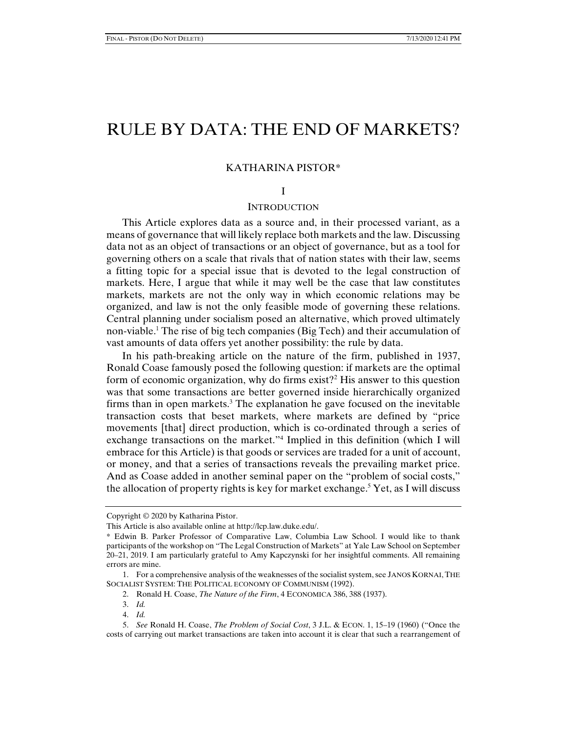# RULE BY DATA: THE END OF MARKETS?

KATHARINA PISTOR*

## I

## INTRODUCTION

This Article explores data as a source and, in their processed variant, as a means of governance that will likely replace both markets and the law. Discussing data not as an object of transactions or an object of governance, but as a tool for governing others on a scale that rivals that of nation states with their law, seems a fitting topic for a special issue that is devoted to the legal construction of markets. Here, I argue that while it may well be the case that law constitutes markets, markets are not the only way in which economic relations may be organized, and law is not the only feasible mode of governing these relations. Central planning under socialism posed an alternative, which proved ultimately non-viable.[1] The rise of big tech companies (Big Tech) and their accumulation of vast amounts of data offers yet another possibility: the rule by data.

In his path-breaking article on the nature of the firm, published in 1937, Ronald Coase famously posed the following question: if markets are the optimal form of economic organization, why do firms exist?[2] His answer to this question was that some transactions are better governed inside hierarchically organized firms than in open markets.[3] The explanation he gave focused on the inevitable transaction costs that beset markets, where markets are defined by "price movements [that] direct production, which is co-ordinated through a series of exchange transactions on the market."[4] Implied in this definition (which I will embrace for this Article) is that goods or services are traded for a unit of account, or money, and that a series of transactions reveals the prevailing market price. And as Coase added in another seminal paper on the "problem of social costs," the allocation of property rights is key for market exchange.[5] Yet, as I will discuss

---

Copyright © 2020 by Katharina Pistor.

This Article is also available online at http://lcp.law.duke.edu/.

\* Edwin B. Parker Professor of Comparative Law, Columbia Law School. I would like to thank participants of the workshop on "The Legal Construction of Markets" at Yale Law School on September 20–21, 2019. I am particularly grateful to Amy Kapczynski for her insightful comments. All remaining errors are mine.

1. For a comprehensive analysis of the weaknesses of the socialist system, see JANOS KORNAI, THE SOCIALIST SYSTEM: THE POLITICAL ECONOMY OF COMMUNISM (1992).

2. Ronald H. Coase, *The Nature of the Firm*, 4 ECONOMICA 386, 388 (1937).

3. *Id.*

4. *Id.*

5. *See* Ronald H. Coase, *The Problem of Social Cost*, 3 J.L. & ECON. 1, 15–19 (1960) ("Once the costs of carrying out market transactions are taken into account it is clear that such a rearrangement of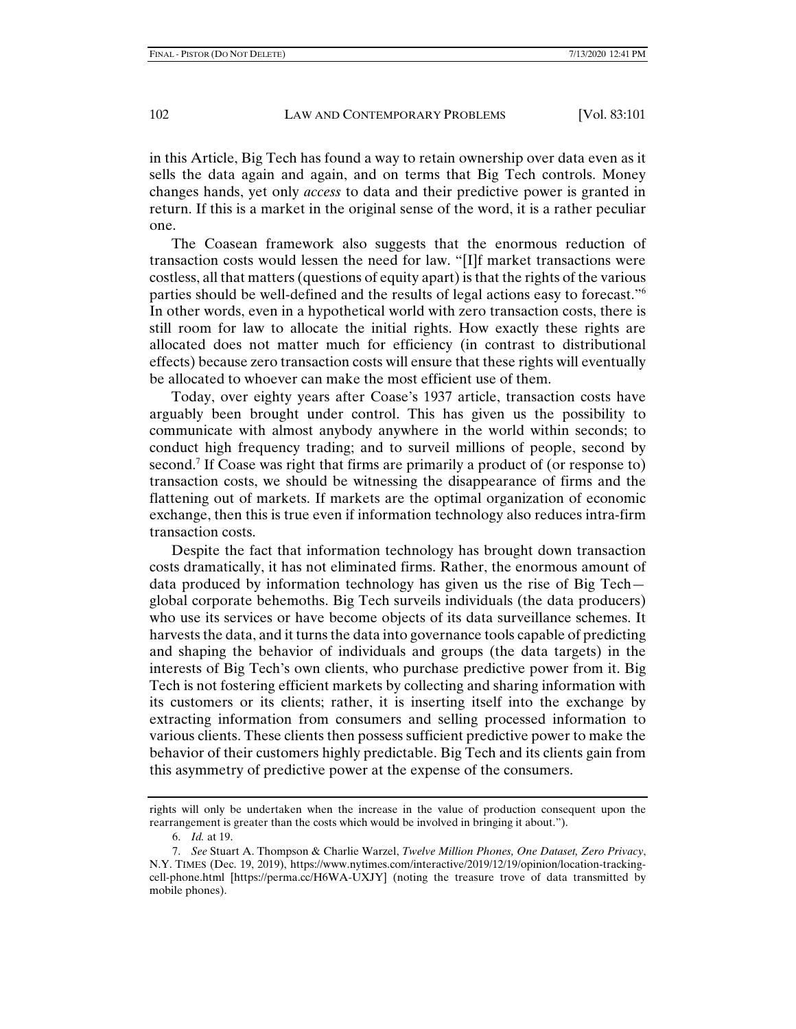in this Article, Big Tech has found a way to retain ownership over data even as it sells the data again and again, and on terms that Big Tech controls. Money changes hands, yet only *access* to data and their predictive power is granted in return. If this is a market in the original sense of the word, it is a rather peculiar one.

The Coasean framework also suggests that the enormous reduction of transaction costs would lessen the need for law. "[I]f market transactions were costless, all that matters (questions of equity apart) is that the rights of the various parties should be well-defined and the results of legal actions easy to forecast."[6] In other words, even in a hypothetical world with zero transaction costs, there is still room for law to allocate the initial rights. How exactly these rights are allocated does not matter much for efficiency (in contrast to distributional effects) because zero transaction costs will ensure that these rights will eventually be allocated to whoever can make the most efficient use of them.

Today, over eighty years after Coase's 1937 article, transaction costs have arguably been brought under control. This has given us the possibility to communicate with almost anybody anywhere in the world within seconds; to conduct high frequency trading; and to surveil millions of people, second by second.[7] If Coase was right that firms are primarily a product of (or response to) transaction costs, we should be witnessing the disappearance of firms and the flattening out of markets. If markets are the optimal organization of economic exchange, then this is true even if information technology also reduces intra-firm transaction costs.

Despite the fact that information technology has brought down transaction costs dramatically, it has not eliminated firms. Rather, the enormous amount of data produced by information technology has given us the rise of Big Tech—global corporate behemoths. Big Tech surveils individuals (the data producers) who use its services or have become objects of its data surveillance schemes. It harvests the data, and it turns the data into governance tools capable of predicting and shaping the behavior of individuals and groups (the data targets) in the interests of Big Tech's own clients, who purchase predictive power from it. Big Tech is not fostering efficient markets by collecting and sharing information with its customers or its clients; rather, it is inserting itself into the exchange by extracting information from consumers and selling processed information to various clients. These clients then possess sufficient predictive power to make the behavior of their customers highly predictable. Big Tech and its clients gain from this asymmetry of predictive power at the expense of the consumers.

---

rights will only be undertaken when the increase in the value of production consequent upon the rearrangement is greater than the costs which would be involved in bringing it about.").

6. *Id.* at 19.

7. *See* Stuart A. Thompson & Charlie Warzel, *Twelve Million Phones, One Dataset, Zero Privacy*, N.Y. TIMES (Dec. 19, 2019), https://www.nytimes.com/interactive/2019/12/19/opinion/location-tracking-cell-phone.html [https://perma.cc/H6WA-UXJY] (noting the treasure trove of data transmitted by mobile phones).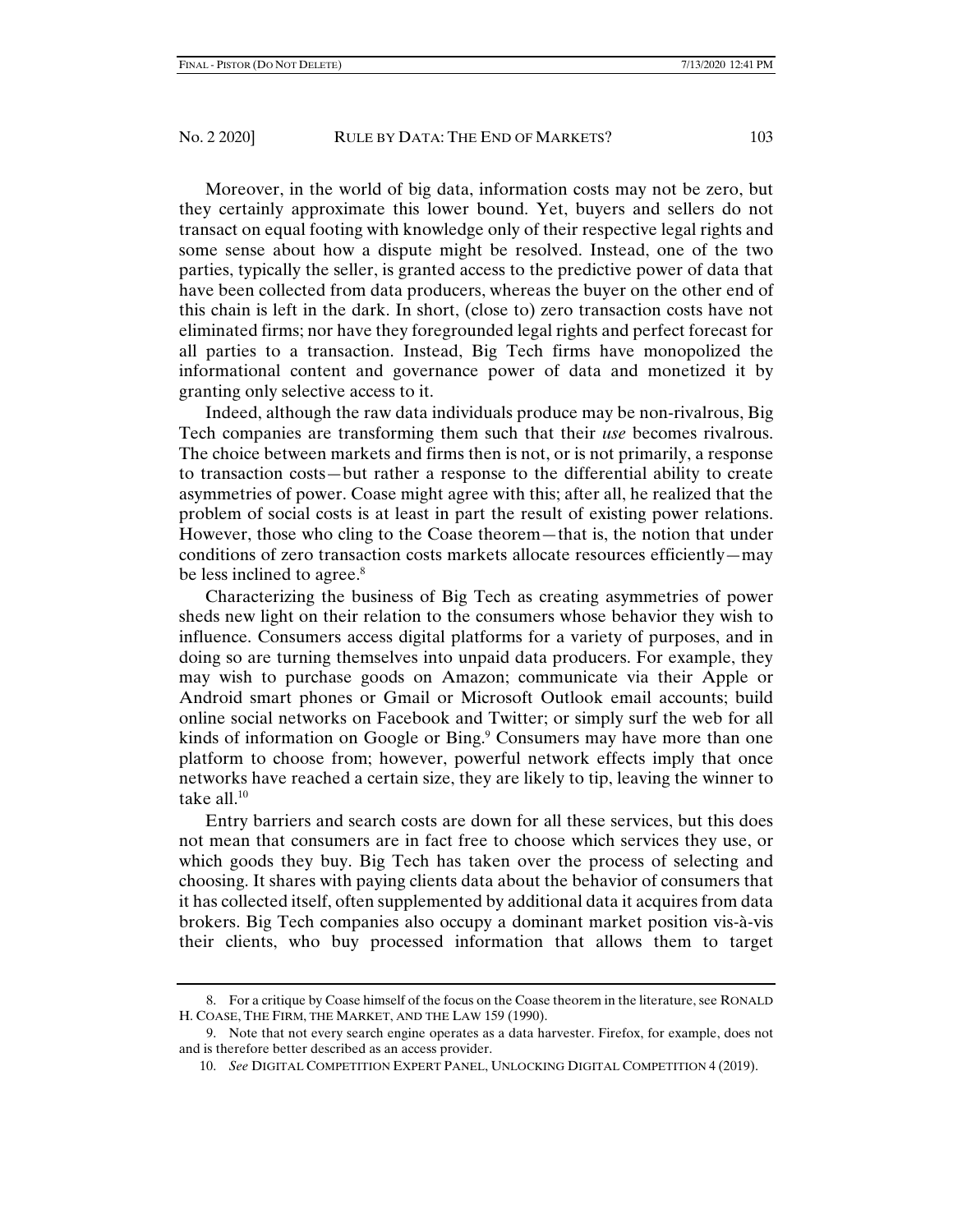Moreover, in the world of big data, information costs may not be zero, but they certainly approximate this lower bound. Yet, buyers and sellers do not transact on equal footing with knowledge only of their respective legal rights and some sense about how a dispute might be resolved. Instead, one of the two parties, typically the seller, is granted access to the predictive power of data that have been collected from data producers, whereas the buyer on the other end of this chain is left in the dark. In short, (close to) zero transaction costs have not eliminated firms; nor have they foregrounded legal rights and perfect forecast for all parties to a transaction. Instead, Big Tech firms have monopolized the informational content and governance power of data and monetized it by granting only selective access to it.

Indeed, although the raw data individuals produce may be non-rivalrous, Big Tech companies are transforming them such that their *use* becomes rivalrous. The choice between markets and firms then is not, or is not primarily, a response to transaction costs—but rather a response to the differential ability to create asymmetries of power. Coase might agree with this; after all, he realized that the problem of social costs is at least in part the result of existing power relations. However, those who cling to the Coase theorem—that is, the notion that under conditions of zero transaction costs markets allocate resources efficiently—may be less inclined to agree.[8]

Characterizing the business of Big Tech as creating asymmetries of power sheds new light on their relation to the consumers whose behavior they wish to influence. Consumers access digital platforms for a variety of purposes, and in doing so are turning themselves into unpaid data producers. For example, they may wish to purchase goods on Amazon; communicate via their Apple or Android smart phones or Gmail or Microsoft Outlook email accounts; build online social networks on Facebook and Twitter; or simply surf the web for all kinds of information on Google or Bing.[9] Consumers may have more than one platform to choose from; however, powerful network effects imply that once networks have reached a certain size, they are likely to tip, leaving the winner to take all.[10]

Entry barriers and search costs are down for all these services, but this does not mean that consumers are in fact free to choose which services they use, or which goods they buy. Big Tech has taken over the process of selecting and choosing. It shares with paying clients data about the behavior of consumers that it has collected itself, often supplemented by additional data it acquires from data brokers. Big Tech companies also occupy a dominant market position vis-à-vis their clients, who buy processed information that allows them to target

8. For a critique by Coase himself of the focus on the Coase theorem in the literature, see RONALD H. COASE, THE FIRM, THE MARKET, AND THE LAW 159 (1990).

9. Note that not every search engine operates as a data harvester. Firefox, for example, does not and is therefore better described as an access provider.

10. *See* DIGITAL COMPETITION EXPERT PANEL, UNLOCKING DIGITAL COMPETITION 4 (2019).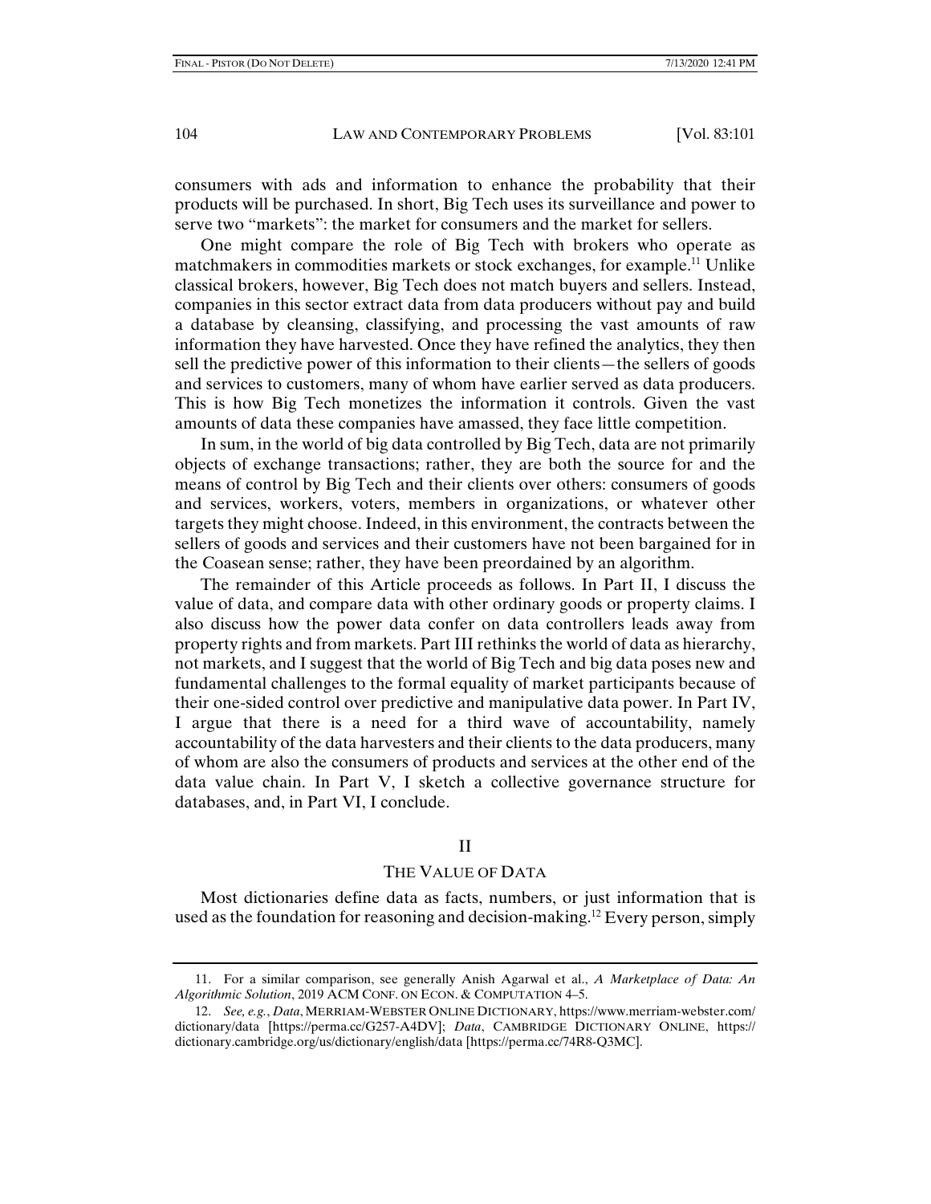consumers with ads and information to enhance the probability that their products will be purchased. In short, Big Tech uses its surveillance and power to serve two "markets": the market for consumers and the market for sellers.

One might compare the role of Big Tech with brokers who operate as matchmakers in commodities markets or stock exchanges, for example.[11] Unlike classical brokers, however, Big Tech does not match buyers and sellers. Instead, companies in this sector extract data from data producers without pay and build a database by cleansing, classifying, and processing the vast amounts of raw information they have harvested. Once they have refined the analytics, they then sell the predictive power of this information to their clients—the sellers of goods and services to customers, many of whom have earlier served as data producers. This is how Big Tech monetizes the information it controls. Given the vast amounts of data these companies have amassed, they face little competition.

In sum, in the world of big data controlled by Big Tech, data are not primarily objects of exchange transactions; rather, they are both the source for and the means of control by Big Tech and their clients over others: consumers of goods and services, workers, voters, members in organizations, or whatever other targets they might choose. Indeed, in this environment, the contracts between the sellers of goods and services and their customers have not been bargained for in the Coasean sense; rather, they have been preordained by an algorithm.

The remainder of this Article proceeds as follows. In Part II, I discuss the value of data, and compare data with other ordinary goods or property claims. I also discuss how the power data confer on data controllers leads away from property rights and from markets. Part III rethinks the world of data as hierarchy, not markets, and I suggest that the world of Big Tech and big data poses new and fundamental challenges to the formal equality of market participants because of their one-sided control over predictive and manipulative data power. In Part IV, I argue that there is a need for a third wave of accountability, namely accountability of the data harvesters and their clients to the data producers, many of whom are also the consumers of products and services at the other end of the data value chain. In Part V, I sketch a collective governance structure for databases, and, in Part VI, I conclude.

## II

## THE VALUE OF DATA

Most dictionaries define data as facts, numbers, or just information that is used as the foundation for reasoning and decision-making.[12] Every person, simply

---

11. For a similar comparison, see generally Anish Agarwal et al., *A Marketplace of Data: An Algorithmic Solution*, 2019 ACM CONF. ON ECON. & COMPUTATION 4–5.

12. *See, e.g.*, *Data*, MERRIAM-WEBSTER ONLINE DICTIONARY, https://www.merriam-webster.com/dictionary/data [https://perma.cc/G257-A4DV]; *Data*, CAMBRIDGE DICTIONARY ONLINE, https://dictionary.cambridge.org/us/dictionary/english/data [https://perma.cc/74R8-Q3MC].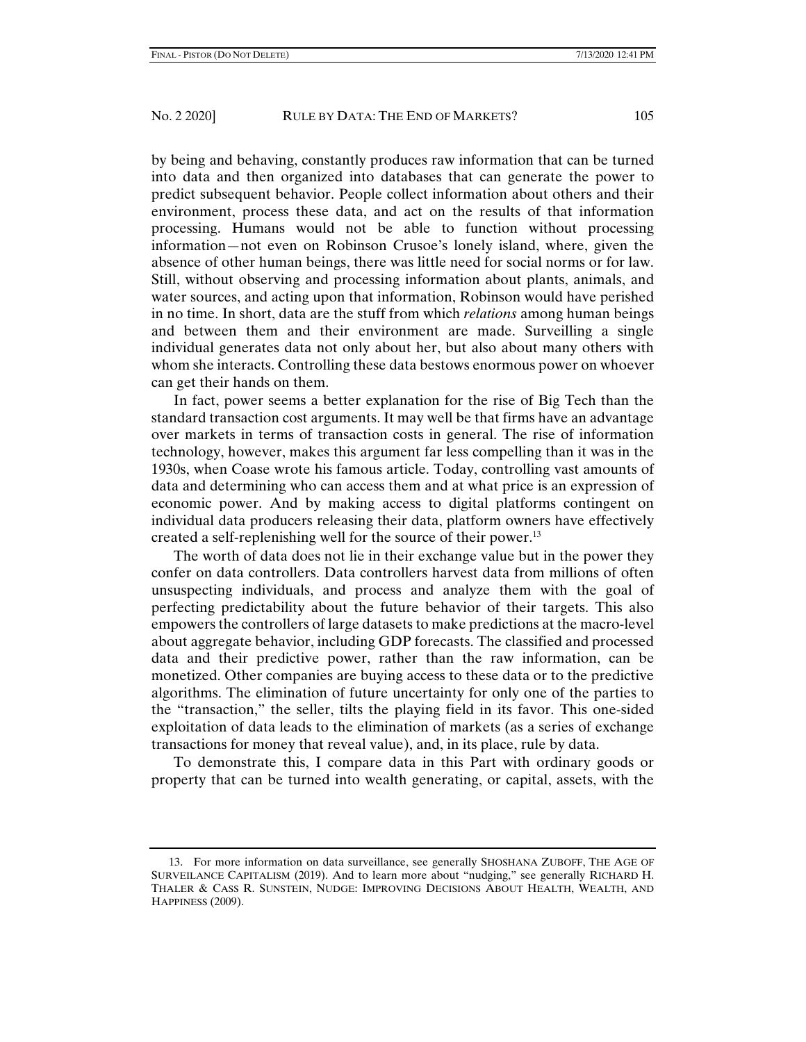by being and behaving, constantly produces raw information that can be turned into data and then organized into databases that can generate the power to predict subsequent behavior. People collect information about others and their environment, process these data, and act on the results of that information processing. Humans would not be able to function without processing information—not even on Robinson Crusoe's lonely island, where, given the absence of other human beings, there was little need for social norms or for law. Still, without observing and processing information about plants, animals, and water sources, and acting upon that information, Robinson would have perished in no time. In short, data are the stuff from which *relations* among human beings and between them and their environment are made. Surveilling a single individual generates data not only about her, but also about many others with whom she interacts. Controlling these data bestows enormous power on whoever can get their hands on them.

In fact, power seems a better explanation for the rise of Big Tech than the standard transaction cost arguments. It may well be that firms have an advantage over markets in terms of transaction costs in general. The rise of information technology, however, makes this argument far less compelling than it was in the 1930s, when Coase wrote his famous article. Today, controlling vast amounts of data and determining who can access them and at what price is an expression of economic power. And by making access to digital platforms contingent on individual data producers releasing their data, platform owners have effectively created a self-replenishing well for the source of their power.[13]

The worth of data does not lie in their exchange value but in the power they confer on data controllers. Data controllers harvest data from millions of often unsuspecting individuals, and process and analyze them with the goal of perfecting predictability about the future behavior of their targets. This also empowers the controllers of large datasets to make predictions at the macro-level about aggregate behavior, including GDP forecasts. The classified and processed data and their predictive power, rather than the raw information, can be monetized. Other companies are buying access to these data or to the predictive algorithms. The elimination of future uncertainty for only one of the parties to the "transaction," the seller, tilts the playing field in its favor. This one-sided exploitation of data leads to the elimination of markets (as a series of exchange transactions for money that reveal value), and, in its place, rule by data.

To demonstrate this, I compare data in this Part with ordinary goods or property that can be turned into wealth generating, or capital, assets, with the

13. For more information on data surveillance, see generally SHOSHANA ZUBOFF, THE AGE OF SURVEILANCE CAPITALISM (2019). And to learn more about "nudging," see generally RICHARD H. THALER & CASS R. SUNSTEIN, NUDGE: IMPROVING DECISIONS ABOUT HEALTH, WEALTH, AND HAPPINESS (2009).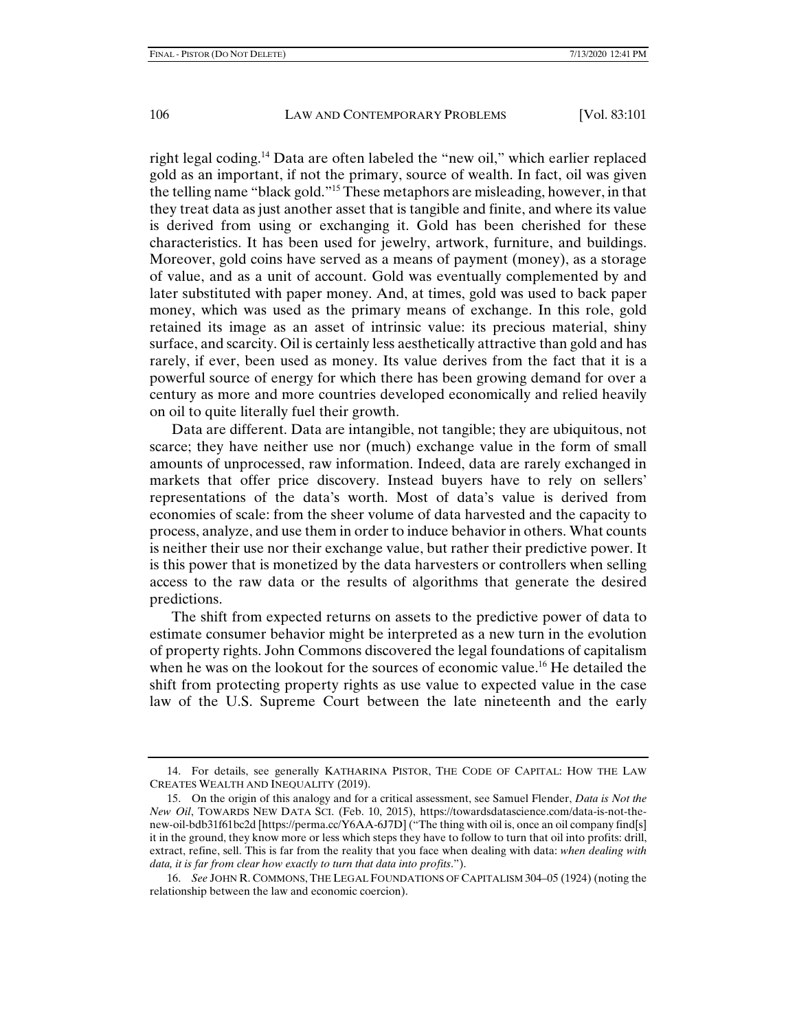right legal coding.[14] Data are often labeled the "new oil," which earlier replaced gold as an important, if not the primary, source of wealth. In fact, oil was given the telling name "black gold."[15] These metaphors are misleading, however, in that they treat data as just another asset that is tangible and finite, and where its value is derived from using or exchanging it. Gold has been cherished for these characteristics. It has been used for jewelry, artwork, furniture, and buildings. Moreover, gold coins have served as a means of payment (money), as a storage of value, and as a unit of account. Gold was eventually complemented by and later substituted with paper money. And, at times, gold was used to back paper money, which was used as the primary means of exchange. In this role, gold retained its image as an asset of intrinsic value: its precious material, shiny surface, and scarcity. Oil is certainly less aesthetically attractive than gold and has rarely, if ever, been used as money. Its value derives from the fact that it is a powerful source of energy for which there has been growing demand for over a century as more and more countries developed economically and relied heavily on oil to quite literally fuel their growth.

Data are different. Data are intangible, not tangible; they are ubiquitous, not scarce; they have neither use nor (much) exchange value in the form of small amounts of unprocessed, raw information. Indeed, data are rarely exchanged in markets that offer price discovery. Instead buyers have to rely on sellers' representations of the data's worth. Most of data's value is derived from economies of scale: from the sheer volume of data harvested and the capacity to process, analyze, and use them in order to induce behavior in others. What counts is neither their use nor their exchange value, but rather their predictive power. It is this power that is monetized by the data harvesters or controllers when selling access to the raw data or the results of algorithms that generate the desired predictions.

The shift from expected returns on assets to the predictive power of data to estimate consumer behavior might be interpreted as a new turn in the evolution of property rights. John Commons discovered the legal foundations of capitalism when he was on the lookout for the sources of economic value.[16] He detailed the shift from protecting property rights as use value to expected value in the case law of the U.S. Supreme Court between the late nineteenth and the early

---

14. For details, see generally KATHARINA PISTOR, THE CODE OF CAPITAL: HOW THE LAW CREATES WEALTH AND INEQUALITY (2019).

15. On the origin of this analogy and for a critical assessment, see Samuel Flender, *Data is Not the New Oil*, TOWARDS NEW DATA SCI. (Feb. 10, 2015), https://towardsdatascience.com/data-is-not-the-new-oil-bdb31f61bc2d [https://perma.cc/Y6AA-6J7D] ("The thing with oil is, once an oil company find[s] it in the ground, they know more or less which steps they have to follow to turn that oil into profits: drill, extract, refine, sell. This is far from the reality that you face when dealing with data: *when dealing with data, it is far from clear how exactly to turn that data into profits*.").

16. *See* JOHN R. COMMONS, THE LEGAL FOUNDATIONS OF CAPITALISM 304–05 (1924) (noting the relationship between the law and economic coercion).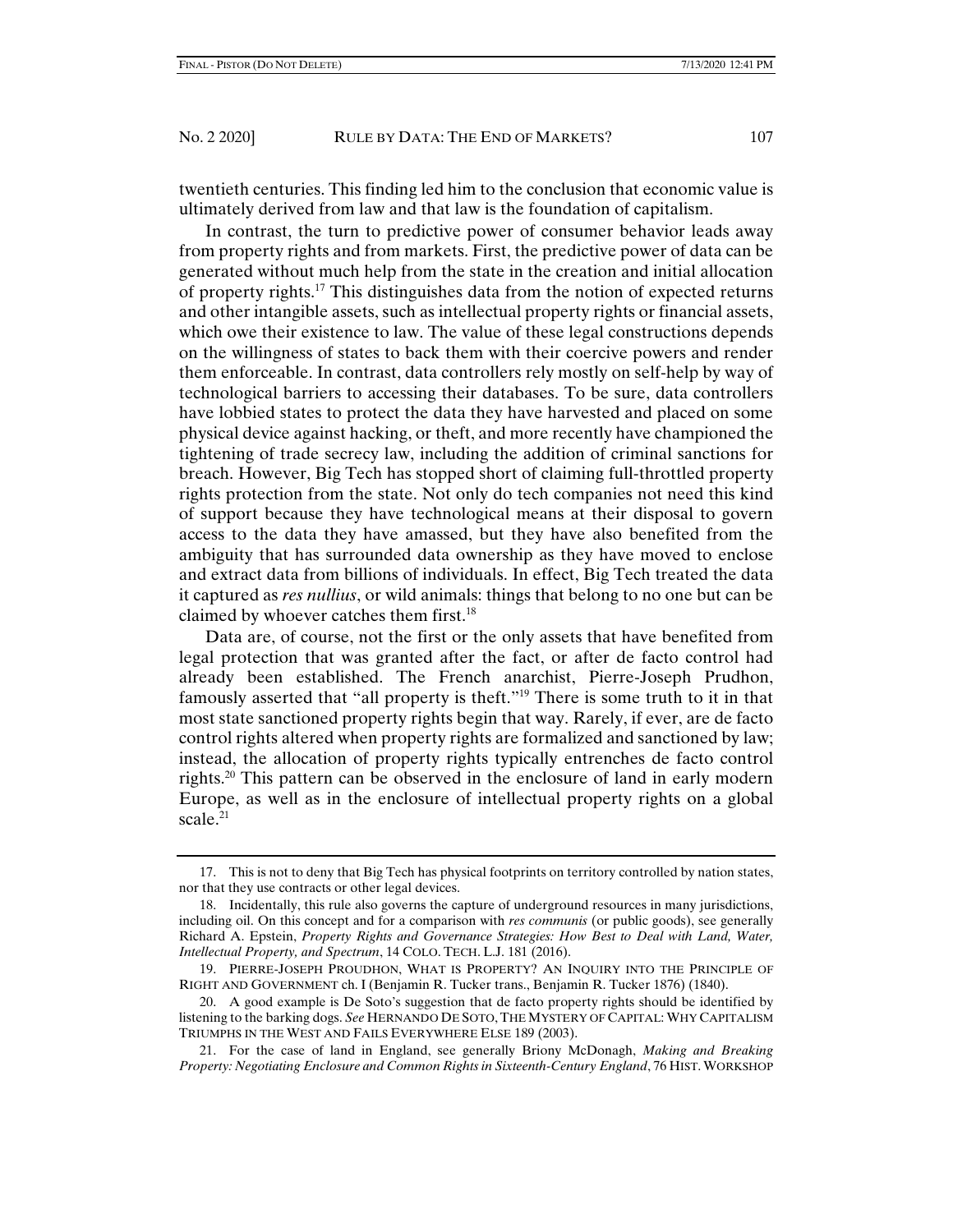twentieth centuries. This finding led him to the conclusion that economic value is ultimately derived from law and that law is the foundation of capitalism.

In contrast, the turn to predictive power of consumer behavior leads away from property rights and from markets. First, the predictive power of data can be generated without much help from the state in the creation and initial allocation of property rights.[17] This distinguishes data from the notion of expected returns and other intangible assets, such as intellectual property rights or financial assets, which owe their existence to law. The value of these legal constructions depends on the willingness of states to back them with their coercive powers and render them enforceable. In contrast, data controllers rely mostly on self-help by way of technological barriers to accessing their databases. To be sure, data controllers have lobbied states to protect the data they have harvested and placed on some physical device against hacking, or theft, and more recently have championed the tightening of trade secrecy law, including the addition of criminal sanctions for breach. However, Big Tech has stopped short of claiming full-throttled property rights protection from the state. Not only do tech companies not need this kind of support because they have technological means at their disposal to govern access to the data they have amassed, but they have also benefited from the ambiguity that has surrounded data ownership as they have moved to enclose and extract data from billions of individuals. In effect, Big Tech treated the data it captured as *res nullius*, or wild animals: things that belong to no one but can be claimed by whoever catches them first.[18]

Data are, of course, not the first or the only assets that have benefited from legal protection that was granted after the fact, or after de facto control had already been established. The French anarchist, Pierre-Joseph Prudhon, famously asserted that "all property is theft."[19] There is some truth to it in that most state sanctioned property rights begin that way. Rarely, if ever, are de facto control rights altered when property rights are formalized and sanctioned by law; instead, the allocation of property rights typically entrenches de facto control rights.[20] This pattern can be observed in the enclosure of land in early modern Europe, as well as in the enclosure of intellectual property rights on a global scale.[21]

---

17. This is not to deny that Big Tech has physical footprints on territory controlled by nation states, nor that they use contracts or other legal devices.

18. Incidentally, this rule also governs the capture of underground resources in many jurisdictions, including oil. On this concept and for a comparison with *res communis* (or public goods), see generally Richard A. Epstein, *Property Rights and Governance Strategies: How Best to Deal with Land, Water, Intellectual Property, and Spectrum*, 14 COLO. TECH. L.J. 181 (2016).

19. PIERRE-JOSEPH PROUDHON, WHAT IS PROPERTY? AN INQUIRY INTO THE PRINCIPLE OF RIGHT AND GOVERNMENT ch. I (Benjamin R. Tucker trans., Benjamin R. Tucker 1876) (1840).

20. A good example is De Soto's suggestion that de facto property rights should be identified by listening to the barking dogs. *See* HERNANDO DE SOTO, THE MYSTERY OF CAPITAL: WHY CAPITALISM TRIUMPHS IN THE WEST AND FAILS EVERYWHERE ELSE 189 (2003).

21. For the case of land in England, see generally Briony McDonagh, *Making and Breaking Property: Negotiating Enclosure and Common Rights in Sixteenth-Century England*, 76 HIST. WORKSHOP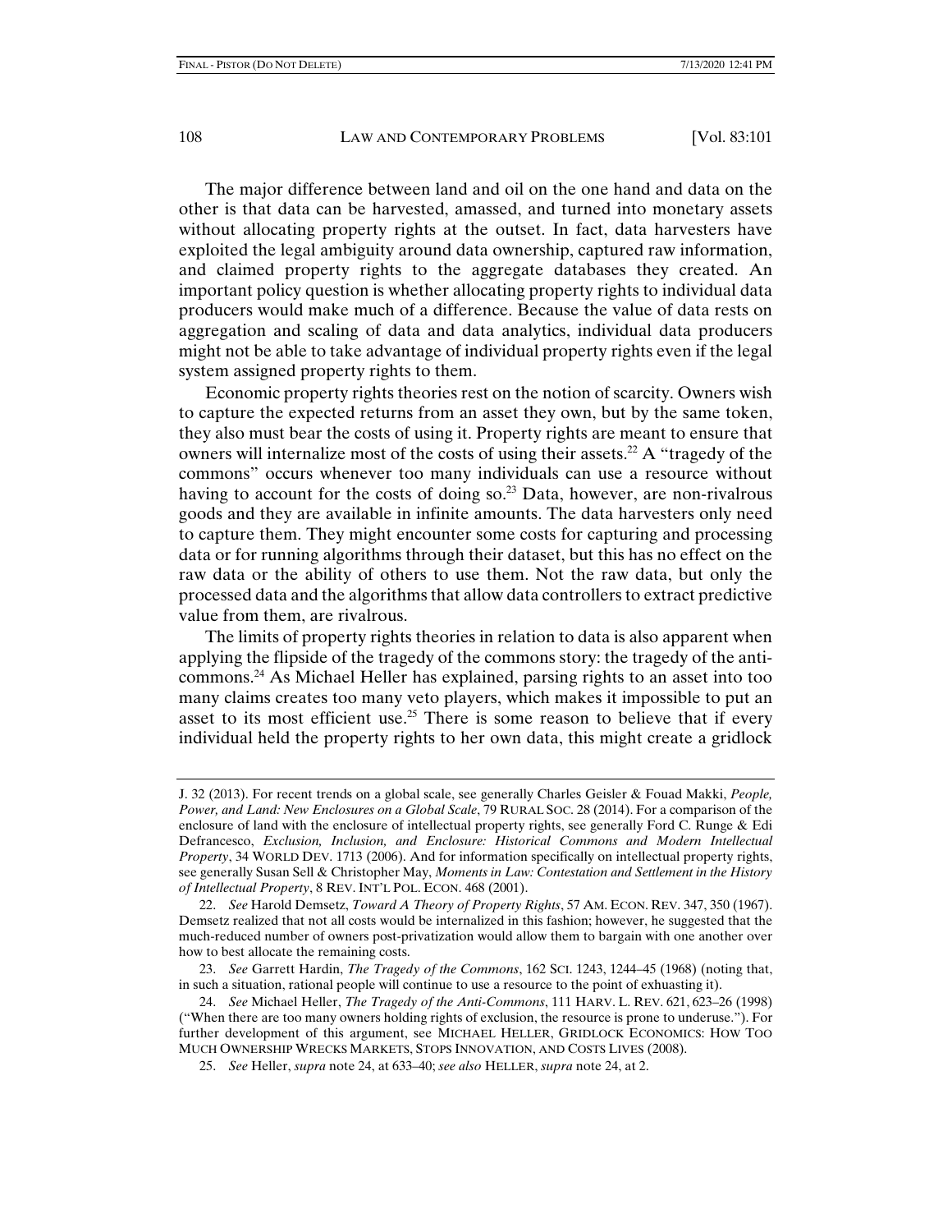The major difference between land and oil on the one hand and data on the other is that data can be harvested, amassed, and turned into monetary assets without allocating property rights at the outset. In fact, data harvesters have exploited the legal ambiguity around data ownership, captured raw information, and claimed property rights to the aggregate databases they created. An important policy question is whether allocating property rights to individual data producers would make much of a difference. Because the value of data rests on aggregation and scaling of data and data analytics, individual data producers might not be able to take advantage of individual property rights even if the legal system assigned property rights to them.

Economic property rights theories rest on the notion of scarcity. Owners wish to capture the expected returns from an asset they own, but by the same token, they also must bear the costs of using it. Property rights are meant to ensure that owners will internalize most of the costs of using their assets.[22] A "tragedy of the commons" occurs whenever too many individuals can use a resource without having to account for the costs of doing so.[23] Data, however, are non-rivalrous goods and they are available in infinite amounts. The data harvesters only need to capture them. They might encounter some costs for capturing and processing data or for running algorithms through their dataset, but this has no effect on the raw data or the ability of others to use them. Not the raw data, but only the processed data and the algorithms that allow data controllers to extract predictive value from them, are rivalrous.

The limits of property rights theories in relation to data is also apparent when applying the flipside of the tragedy of the commons story: the tragedy of the anti-commons.[24] As Michael Heller has explained, parsing rights to an asset into too many claims creates too many veto players, which makes it impossible to put an asset to its most efficient use.[25] There is some reason to believe that if every individual held the property rights to her own data, this might create a gridlock

---

J. 32 (2013). For recent trends on a global scale, see generally Charles Geisler & Fouad Makki, *People, Power, and Land: New Enclosures on a Global Scale*, 79 RURAL SOC. 28 (2014). For a comparison of the enclosure of land with the enclosure of intellectual property rights, see generally Ford C. Runge & Edi Defrancesco, *Exclusion, Inclusion, and Enclosure: Historical Commons and Modern Intellectual Property*, 34 WORLD DEV. 1713 (2006). And for information specifically on intellectual property rights, see generally Susan Sell & Christopher May, *Moments in Law: Contestation and Settlement in the History of Intellectual Property*, 8 REV. INT'L POL. ECON. 468 (2001).

22. *See* Harold Demsetz, *Toward A Theory of Property Rights*, 57 AM. ECON. REV. 347, 350 (1967). Demsetz realized that not all costs would be internalized in this fashion; however, he suggested that the much-reduced number of owners post-privatization would allow them to bargain with one another over how to best allocate the remaining costs.

23. *See* Garrett Hardin, *The Tragedy of the Commons*, 162 SCI. 1243, 1244–45 (1968) (noting that, in such a situation, rational people will continue to use a resource to the point of exhausting it).

24. *See* Michael Heller, *The Tragedy of the Anti-Commons*, 111 HARV. L. REV. 621, 623–26 (1998) ("When there are too many owners holding rights of exclusion, the resource is prone to underuse."). For further development of this argument, see MICHAEL HELLER, GRIDLOCK ECONOMICS: HOW TOO MUCH OWNERSHIP WRECKS MARKETS, STOPS INNOVATION, AND COSTS LIVES (2008).

25. *See* Heller, *supra* note 24, at 633–40; *see also* HELLER, *supra* note 24, at 2.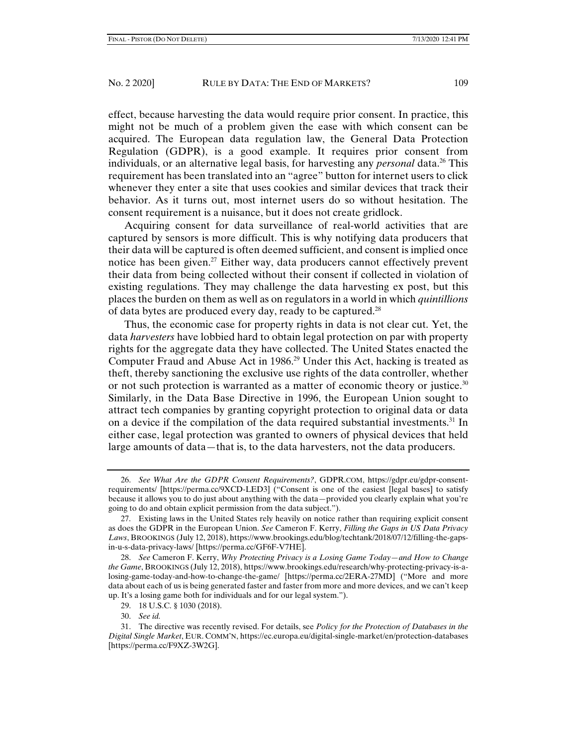effect, because harvesting the data would require prior consent. In practice, this might not be much of a problem given the ease with which consent can be acquired. The European data regulation law, the General Data Protection Regulation (GDPR), is a good example. It requires prior consent from individuals, or an alternative legal basis, for harvesting any *personal* data.[26] This requirement has been translated into an "agree" button for internet users to click whenever they enter a site that uses cookies and similar devices that track their behavior. As it turns out, most internet users do so without hesitation. The consent requirement is a nuisance, but it does not create gridlock.

Acquiring consent for data surveillance of real-world activities that are captured by sensors is more difficult. This is why notifying data producers that their data will be captured is often deemed sufficient, and consent is implied once notice has been given.[27] Either way, data producers cannot effectively prevent their data from being collected without their consent if collected in violation of existing regulations. They may challenge the data harvesting ex post, but this places the burden on them as well as on regulators in a world in which *quintillions* of data bytes are produced every day, ready to be captured.[28]

Thus, the economic case for property rights in data is not clear cut. Yet, the data *harvesters* have lobbied hard to obtain legal protection on par with property rights for the aggregate data they have collected. The United States enacted the Computer Fraud and Abuse Act in 1986.[29] Under this Act, hacking is treated as theft, thereby sanctioning the exclusive use rights of the data controller, whether or not such protection is warranted as a matter of economic theory or justice.[30] Similarly, in the Data Base Directive in 1996, the European Union sought to attract tech companies by granting copyright protection to original data or data on a device if the compilation of the data required substantial investments.[31] In either case, legal protection was granted to owners of physical devices that held large amounts of data—that is, to the data harvesters, not the data producers.

---

26. *See What Are the GDPR Consent Requirements?*, GDPR.COM, https://gdpr.eu/gdpr-consent-requirements/ [https://perma.cc/9XCD-LED3] ("Consent is one of the easiest [legal bases] to satisfy because it allows you to do just about anything with the data—provided you clearly explain what you're going to do and obtain explicit permission from the data subject.").

27. Existing laws in the United States rely heavily on notice rather than requiring explicit consent as does the GDPR in the European Union. *See* Cameron F. Kerry, *Filling the Gaps in US Data Privacy Laws*, BROOKINGS (July 12, 2018), https://www.brookings.edu/blog/techtank/2018/07/12/filling-the-gaps-in-u-s-data-privacy-laws/ [https://perma.cc/GF6F-V7HE].

28. *See* Cameron F. Kerry, *Why Protecting Privacy is a Losing Game Today—and How to Change the Game*, BROOKINGS (July 12, 2018), https://www.brookings.edu/research/why-protecting-privacy-is-a-losing-game-today-and-how-to-change-the-game/ [https://perma.cc/2ERA-27MD] ("More and more data about each of us is being generated faster and faster from more and more devices, and we can't keep up. It's a losing game both for individuals and for our legal system.").

29. 18 U.S.C. § 1030 (2018).

30. *See id.*

31. The directive was recently revised. For details, see *Policy for the Protection of Databases in the Digital Single Market*, EUR. COMM'N, https://ec.europa.eu/digital-single-market/en/protection-databases [https://perma.cc/F9XZ-3W2G].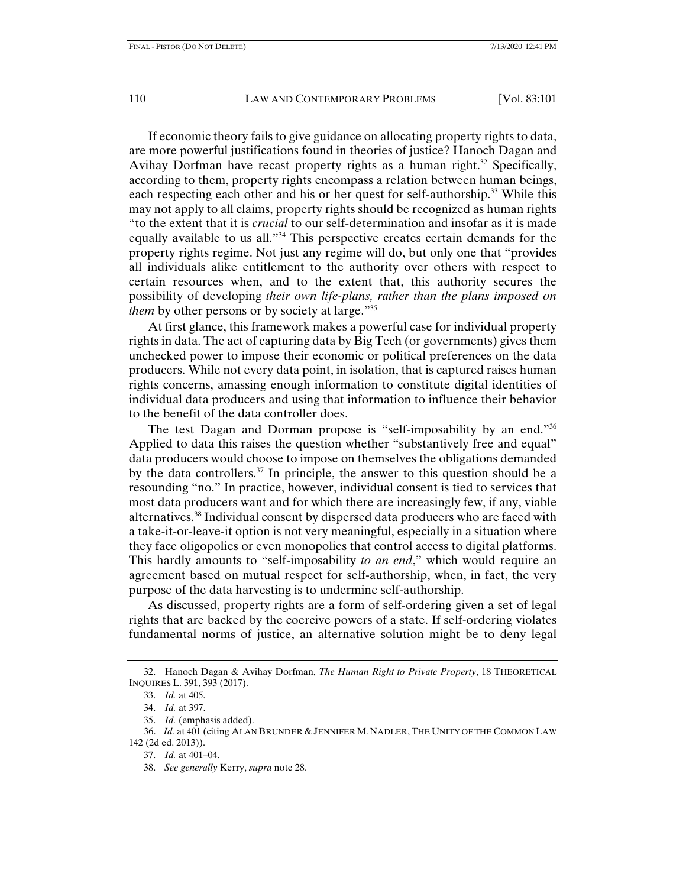If economic theory fails to give guidance on allocating property rights to data, are more powerful justifications found in theories of justice? Hanoch Dagan and Avihay Dorfman have recast property rights as a human right.[32] Specifically, according to them, property rights encompass a relation between human beings, each respecting each other and his or her quest for self-authorship.[33] While this may not apply to all claims, property rights should be recognized as human rights "to the extent that it is *crucial* to our self-determination and insofar as it is made equally available to us all."[34] This perspective creates certain demands for the property rights regime. Not just any regime will do, but only one that "provides all individuals alike entitlement to the authority over others with respect to certain resources when, and to the extent that, this authority secures the possibility of developing *their own life-plans, rather than the plans imposed on them* by other persons or by society at large."[35]

At first glance, this framework makes a powerful case for individual property rights in data. The act of capturing data by Big Tech (or governments) gives them unchecked power to impose their economic or political preferences on the data producers. While not every data point, in isolation, that is captured raises human rights concerns, amassing enough information to constitute digital identities of individual data producers and using that information to influence their behavior to the benefit of the data controller does.

The test Dagan and Dorman propose is "self-imposability by an end."[36] Applied to data this raises the question whether "substantively free and equal" data producers would choose to impose on themselves the obligations demanded by the data controllers.[37] In principle, the answer to this question should be a resounding "no." In practice, however, individual consent is tied to services that most data producers want and for which there are increasingly few, if any, viable alternatives.[38] Individual consent by dispersed data producers who are faced with a take-it-or-leave-it option is not very meaningful, especially in a situation where they face oligopolies or even monopolies that control access to digital platforms. This hardly amounts to "self-imposability *to an end*," which would require an agreement based on mutual respect for self-authorship, when, in fact, the very purpose of the data harvesting is to undermine self-authorship.

As discussed, property rights are a form of self-ordering given a set of legal rights that are backed by the coercive powers of a state. If self-ordering violates fundamental norms of justice, an alternative solution might be to deny legal

---

32. Hanoch Dagan & Avihay Dorfman, *The Human Right to Private Property*, 18 THEORETICAL INQUIRES L. 391, 393 (2017).

33. *Id.* at 405.

34. *Id.* at 397.

35. *Id.* (emphasis added).

36. *Id.* at 401 (citing ALAN BRUNDER & JENNIFER M. NADLER, THE UNITY OF THE COMMON LAW 142 (2d ed. 2013)).

37. *Id.* at 401–04.

38. *See generally* Kerry, *supra* note 28.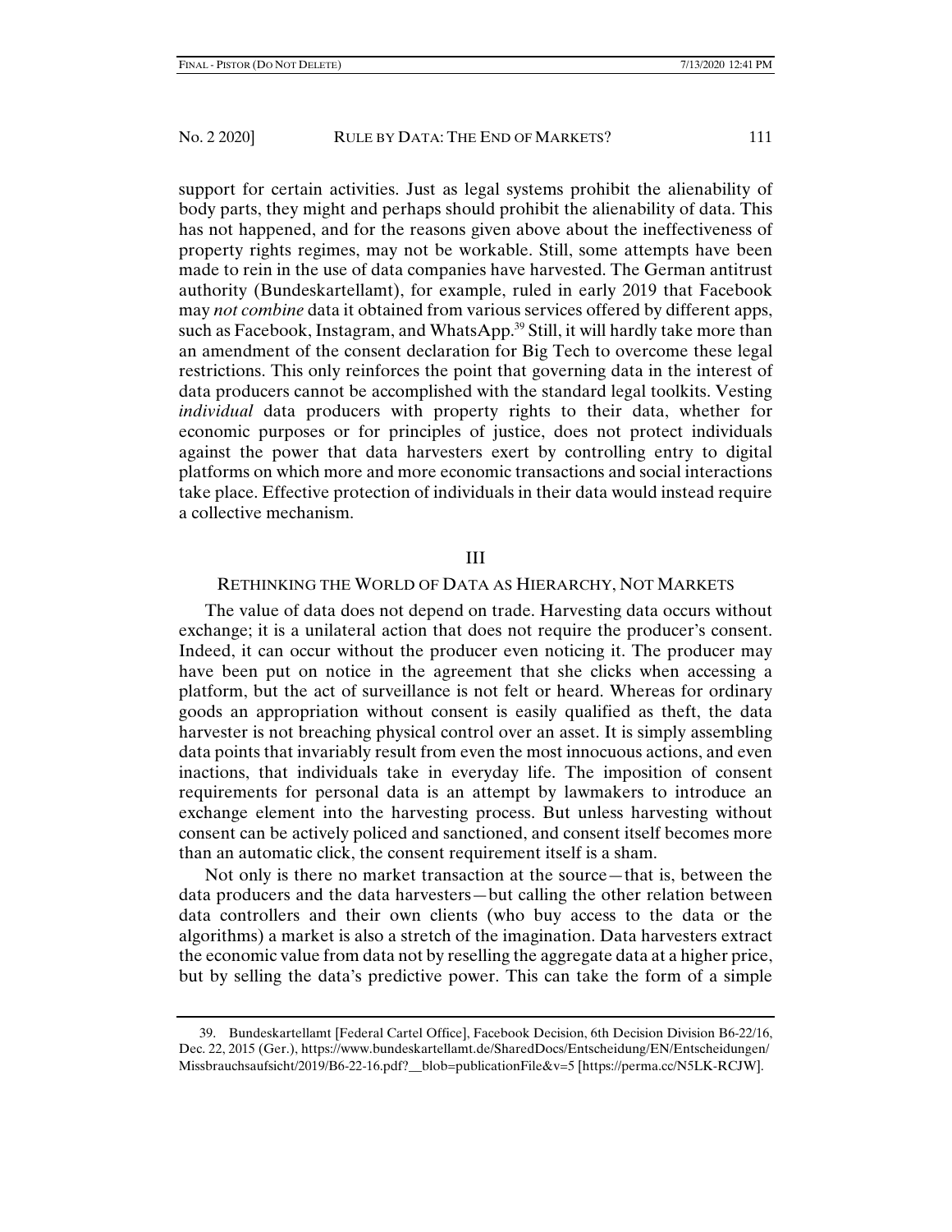support for certain activities. Just as legal systems prohibit the alienability of body parts, they might and perhaps should prohibit the alienability of data. This has not happened, and for the reasons given above about the ineffectiveness of property rights regimes, may not be workable. Still, some attempts have been made to rein in the use of data companies have harvested. The German antitrust authority (Bundeskartellamt), for example, ruled in early 2019 that Facebook may *not combine* data it obtained from various services offered by different apps, such as Facebook, Instagram, and WhatsApp.[39] Still, it will hardly take more than an amendment of the consent declaration for Big Tech to overcome these legal restrictions. This only reinforces the point that governing data in the interest of data producers cannot be accomplished with the standard legal toolkits. Vesting *individual* data producers with property rights to their data, whether for economic purposes or for principles of justice, does not protect individuals against the power that data harvesters exert by controlling entry to digital platforms on which more and more economic transactions and social interactions take place. Effective protection of individuals in their data would instead require a collective mechanism.

## III

## RETHINKING THE WORLD OF DATA AS HIERARCHY, NOT MARKETS

The value of data does not depend on trade. Harvesting data occurs without exchange; it is a unilateral action that does not require the producer's consent. Indeed, it can occur without the producer even noticing it. The producer may have been put on notice in the agreement that she clicks when accessing a platform, but the act of surveillance is not felt or heard. Whereas for ordinary goods an appropriation without consent is easily qualified as theft, the data harvester is not breaching physical control over an asset. It is simply assembling data points that invariably result from even the most innocuous actions, and even inactions, that individuals take in everyday life. The imposition of consent requirements for personal data is an attempt by lawmakers to introduce an exchange element into the harvesting process. But unless harvesting without consent can be actively policed and sanctioned, and consent itself becomes more than an automatic click, the consent requirement itself is a sham.

Not only is there no market transaction at the source—that is, between the data producers and the data harvesters—but calling the other relation between data controllers and their own clients (who buy access to the data or the algorithms) a market is also a stretch of the imagination. Data harvesters extract the economic value from data not by reselling the aggregate data at a higher price, but by selling the data's predictive power. This can take the form of a simple

39. Bundeskartellamt [Federal Cartel Office], Facebook Decision, 6th Decision Division B6-22/16, Dec. 22, 2015 (Ger.), https://www.bundeskartellamt.de/SharedDocs/Entscheidung/EN/Entscheidungen/Missbrauchsaufsicht/2019/B6-22-16.pdf?__blob=publicationFile&v=5 [https://perma.cc/N5LK-RCJW].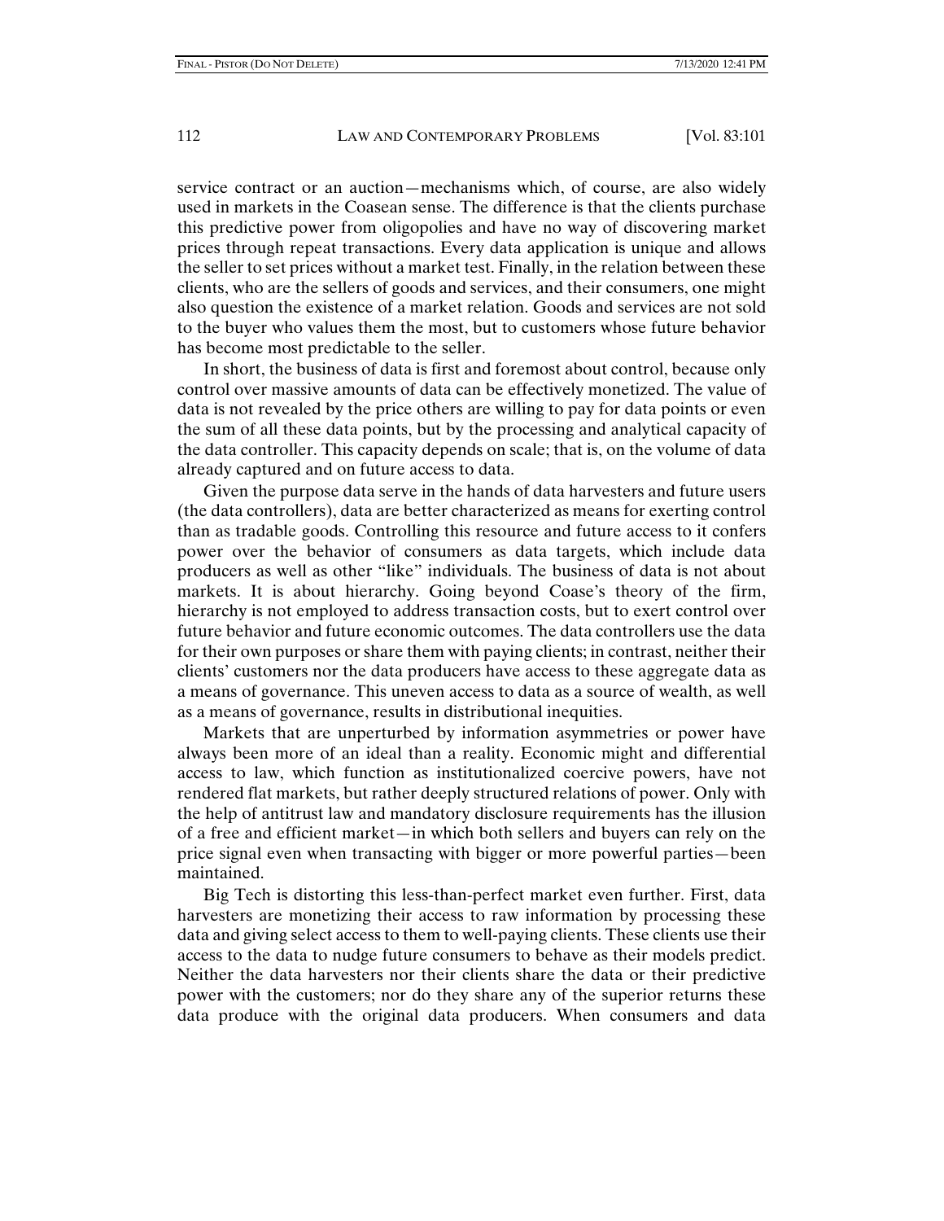service contract or an auction—mechanisms which, of course, are also widely used in markets in the Coasean sense. The difference is that the clients purchase this predictive power from oligopolies and have no way of discovering market prices through repeat transactions. Every data application is unique and allows the seller to set prices without a market test. Finally, in the relation between these clients, who are the sellers of goods and services, and their consumers, one might also question the existence of a market relation. Goods and services are not sold to the buyer who values them the most, but to customers whose future behavior has become most predictable to the seller.

In short, the business of data is first and foremost about control, because only control over massive amounts of data can be effectively monetized. The value of data is not revealed by the price others are willing to pay for data points or even the sum of all these data points, but by the processing and analytical capacity of the data controller. This capacity depends on scale; that is, on the volume of data already captured and on future access to data.

Given the purpose data serve in the hands of data harvesters and future users (the data controllers), data are better characterized as means for exerting control than as tradable goods. Controlling this resource and future access to it confers power over the behavior of consumers as data targets, which include data producers as well as other "like" individuals. The business of data is not about markets. It is about hierarchy. Going beyond Coase's theory of the firm, hierarchy is not employed to address transaction costs, but to exert control over future behavior and future economic outcomes. The data controllers use the data for their own purposes or share them with paying clients; in contrast, neither their clients' customers nor the data producers have access to these aggregate data as a means of governance. This uneven access to data as a source of wealth, as well as a means of governance, results in distributional inequities.

Markets that are unperturbed by information asymmetries or power have always been more of an ideal than a reality. Economic might and differential access to law, which function as institutionalized coercive powers, have not rendered flat markets, but rather deeply structured relations of power. Only with the help of antitrust law and mandatory disclosure requirements has the illusion of a free and efficient market—in which both sellers and buyers can rely on the price signal even when transacting with bigger or more powerful parties—been maintained.

Big Tech is distorting this less-than-perfect market even further. First, data harvesters are monetizing their access to raw information by processing these data and giving select access to them to well-paying clients. These clients use their access to the data to nudge future consumers to behave as their models predict. Neither the data harvesters nor their clients share the data or their predictive power with the customers; nor do they share any of the superior returns these data produce with the original data producers. When consumers and data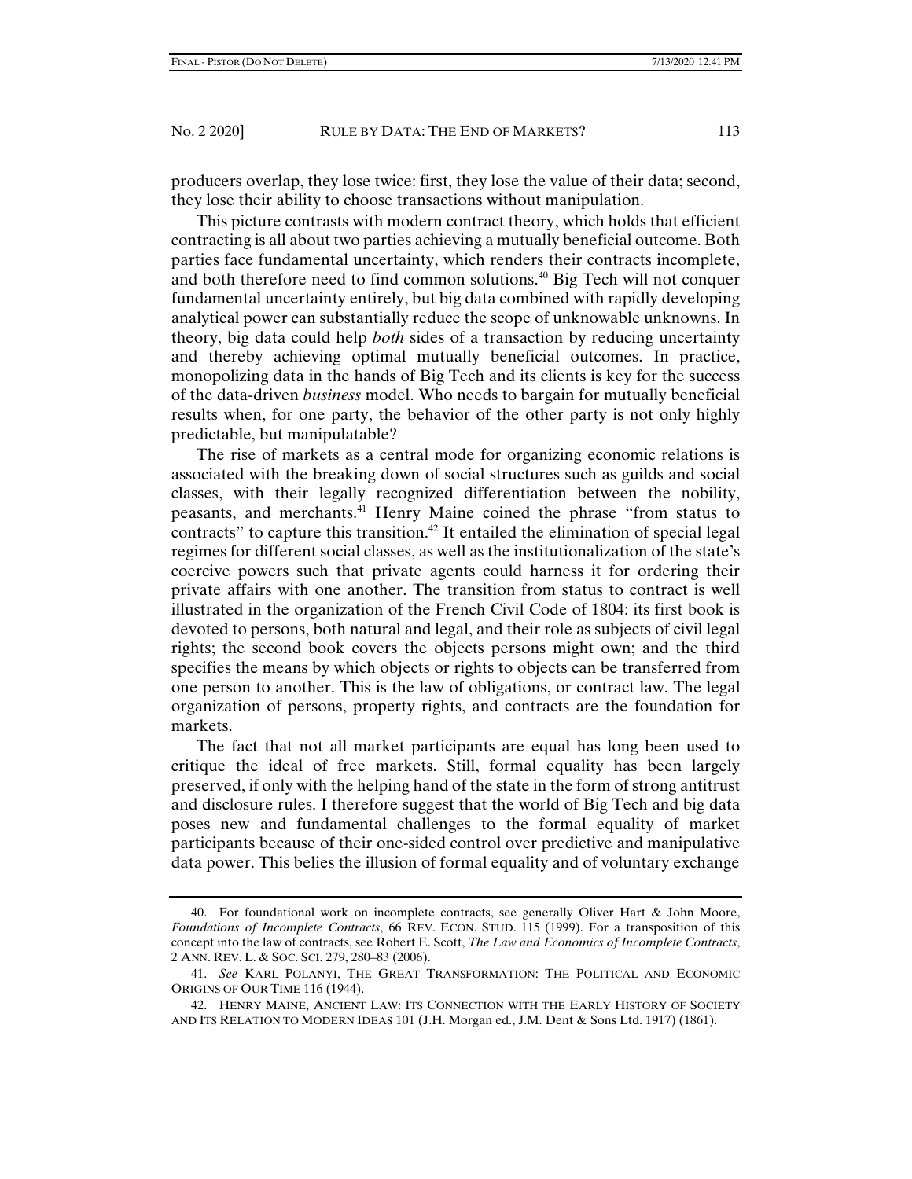producers overlap, they lose twice: first, they lose the value of their data; second, they lose their ability to choose transactions without manipulation.

This picture contrasts with modern contract theory, which holds that efficient contracting is all about two parties achieving a mutually beneficial outcome. Both parties face fundamental uncertainty, which renders their contracts incomplete, and both therefore need to find common solutions.[40] Big Tech will not conquer fundamental uncertainty entirely, but big data combined with rapidly developing analytical power can substantially reduce the scope of unknowable unknowns. In theory, big data could help *both* sides of a transaction by reducing uncertainty and thereby achieving optimal mutually beneficial outcomes. In practice, monopolizing data in the hands of Big Tech and its clients is key for the success of the data-driven *business* model. Who needs to bargain for mutually beneficial results when, for one party, the behavior of the other party is not only highly predictable, but manipulatable?

The rise of markets as a central mode for organizing economic relations is associated with the breaking down of social structures such as guilds and social classes, with their legally recognized differentiation between the nobility, peasants, and merchants.[41] Henry Maine coined the phrase "from status to contracts" to capture this transition.[42] It entailed the elimination of special legal regimes for different social classes, as well as the institutionalization of the state's coercive powers such that private agents could harness it for ordering their private affairs with one another. The transition from status to contract is well illustrated in the organization of the French Civil Code of 1804: its first book is devoted to persons, both natural and legal, and their role as subjects of civil legal rights; the second book covers the objects persons might own; and the third specifies the means by which objects or rights to objects can be transferred from one person to another. This is the law of obligations, or contract law. The legal organization of persons, property rights, and contracts are the foundation for markets.

The fact that not all market participants are equal has long been used to critique the ideal of free markets. Still, formal equality has been largely preserved, if only with the helping hand of the state in the form of strong antitrust and disclosure rules. I therefore suggest that the world of Big Tech and big data poses new and fundamental challenges to the formal equality of market participants because of their one-sided control over predictive and manipulative data power. This belies the illusion of formal equality and of voluntary exchange

---

40. For foundational work on incomplete contracts, see generally Oliver Hart & John Moore, *Foundations of Incomplete Contracts*, 66 REV. ECON. STUD. 115 (1999). For a transposition of this concept into the law of contracts, see Robert E. Scott, *The Law and Economics of Incomplete Contracts*, 2 ANN. REV. L. & SOC. SCI. 279, 280–83 (2006).

41. *See* KARL POLANYI, THE GREAT TRANSFORMATION: THE POLITICAL AND ECONOMIC ORIGINS OF OUR TIME 116 (1944).

42. HENRY MAINE, ANCIENT LAW: ITS CONNECTION WITH THE EARLY HISTORY OF SOCIETY AND ITS RELATION TO MODERN IDEAS 101 (J.H. Morgan ed., J.M. Dent & Sons Ltd. 1917) (1861).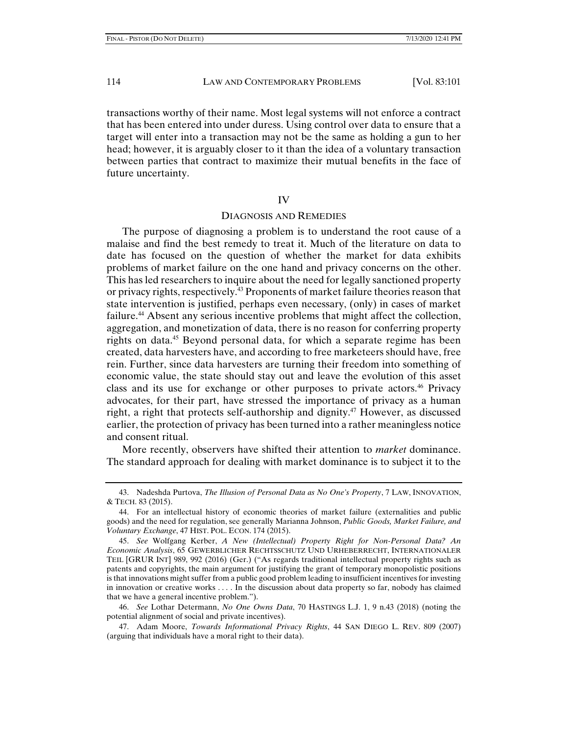transactions worthy of their name. Most legal systems will not enforce a contract that has been entered into under duress. Using control over data to ensure that a target will enter into a transaction may not be the same as holding a gun to her head; however, it is arguably closer to it than the idea of a voluntary transaction between parties that contract to maximize their mutual benefits in the face of future uncertainty.

## IV

## DIAGNOSIS AND REMEDIES

The purpose of diagnosing a problem is to understand the root cause of a malaise and find the best remedy to treat it. Much of the literature on data to date has focused on the question of whether the market for data exhibits problems of market failure on the one hand and privacy concerns on the other. This has led researchers to inquire about the need for legally sanctioned property or privacy rights, respectively.[43] Proponents of market failure theories reason that state intervention is justified, perhaps even necessary, (only) in cases of market failure.[44] Absent any serious incentive problems that might affect the collection, aggregation, and monetization of data, there is no reason for conferring property rights on data.[45] Beyond personal data, for which a separate regime has been created, data harvesters have, and according to free marketeers should have, free rein. Further, since data harvesters are turning their freedom into something of economic value, the state should stay out and leave the evolution of this asset class and its use for exchange or other purposes to private actors.[46] Privacy advocates, for their part, have stressed the importance of privacy as a human right, a right that protects self-authorship and dignity.[47] However, as discussed earlier, the protection of privacy has been turned into a rather meaningless notice and consent ritual.

More recently, observers have shifted their attention to *market* dominance. The standard approach for dealing with market dominance is to subject it to the

---

43. Nadeshda Purtova, *The Illusion of Personal Data as No One's Property*, 7 LAW, INNOVATION, & TECH. 83 (2015).

44. For an intellectual history of economic theories of market failure (externalities and public goods) and the need for regulation, see generally Marianna Johnson, *Public Goods, Market Failure, and Voluntary Exchange*, 47 HIST. POL. ECON. 174 (2015).

45. *See* Wolfgang Kerber, *A New (Intellectual) Property Right for Non-Personal Data? An Economic Analysis*, 65 GEWERBLICHER RECHTSSCHUTZ UND URHEBERRECHT, INTERNATIONALER TEIL [GRUR INT] 989, 992 (2016) (Ger.) ("As regards traditional intellectual property rights such as patents and copyrights, the main argument for justifying the grant of temporary monopolistic positions is that innovations might suffer from a public good problem leading to insufficient incentives for investing in innovation or creative works . . . . In the discussion about data property so far, nobody has claimed that we have a general incentive problem.").

46. *See* Lothar Determann, *No One Owns Data*, 70 HASTINGS L.J. 1, 9 n.43 (2018) (noting the potential alignment of social and private incentives).

47. Adam Moore, *Towards Informational Privacy Rights*, 44 SAN DIEGO L. REV. 809 (2007) (arguing that individuals have a moral right to their data).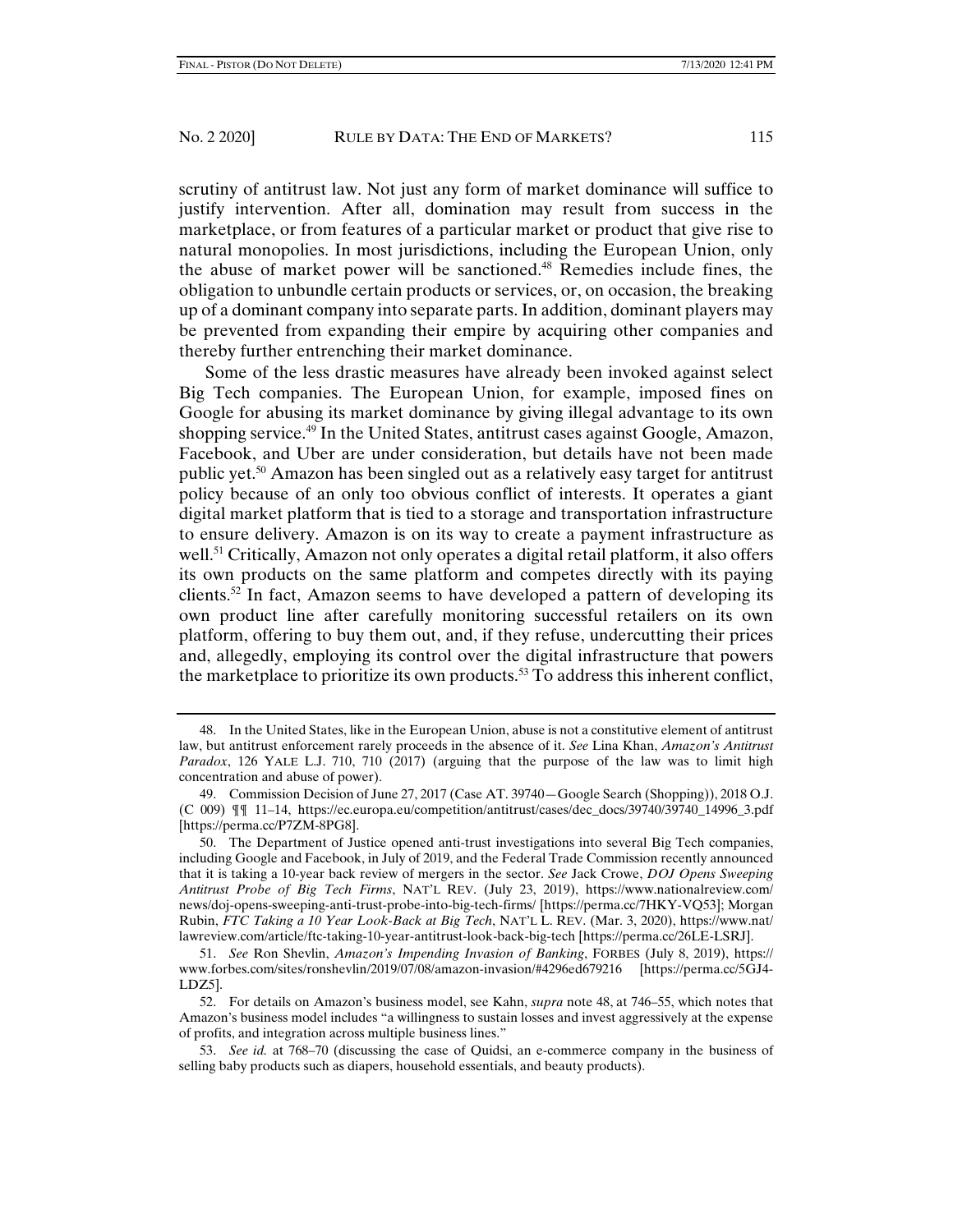scrutiny of antitrust law. Not just any form of market dominance will suffice to justify intervention. After all, domination may result from success in the marketplace, or from features of a particular market or product that give rise to natural monopolies. In most jurisdictions, including the European Union, only the abuse of market power will be sanctioned.[48] Remedies include fines, the obligation to unbundle certain products or services, or, on occasion, the breaking up of a dominant company into separate parts. In addition, dominant players may be prevented from expanding their empire by acquiring other companies and thereby further entrenching their market dominance.

Some of the less drastic measures have already been invoked against select Big Tech companies. The European Union, for example, imposed fines on Google for abusing its market dominance by giving illegal advantage to its own shopping service.[49] In the United States, antitrust cases against Google, Amazon, Facebook, and Uber are under consideration, but details have not been made public yet.[50] Amazon has been singled out as a relatively easy target for antitrust policy because of an only too obvious conflict of interests. It operates a giant digital market platform that is tied to a storage and transportation infrastructure to ensure delivery. Amazon is on its way to create a payment infrastructure as well.[51] Critically, Amazon not only operates a digital retail platform, it also offers its own products on the same platform and competes directly with its paying clients.[52] In fact, Amazon seems to have developed a pattern of developing its own product line after carefully monitoring successful retailers on its own platform, offering to buy them out, and, if they refuse, undercutting their prices and, allegedly, employing its control over the digital infrastructure that powers the marketplace to prioritize its own products.[53] To address this inherent conflict,

---

48. In the United States, like in the European Union, abuse is not a constitutive element of antitrust law, but antitrust enforcement rarely proceeds in the absence of it. *See* Lina Khan, *Amazon's Antitrust Paradox*, 126 YALE L.J. 710, 710 (2017) (arguing that the purpose of the law was to limit high concentration and abuse of power).

49. Commission Decision of June 27, 2017 (Case AT. 39740—Google Search (Shopping)), 2018 O.J. (C 009) ¶¶ 11–14, https://ec.europa.eu/competition/antitrust/cases/dec_docs/39740/39740_14996_3.pdf [https://perma.cc/P7ZM-8PG8].

50. The Department of Justice opened anti-trust investigations into several Big Tech companies, including Google and Facebook, in July of 2019, and the Federal Trade Commission recently announced that it is taking a 10-year back review of mergers in the sector. *See* Jack Crowe, *DOJ Opens Sweeping Antitrust Probe of Big Tech Firms*, NAT'L REV. (July 23, 2019), https://www.nationalreview.com/news/doj-opens-sweeping-anti-trust-probe-into-big-tech-firms/ [https://perma.cc/7HKY-VQ53]; Morgan Rubin, *FTC Taking a 10 Year Look-Back at Big Tech*, NAT'L L. REV. (Mar. 3, 2020), https://www.natlawreview.com/article/ftc-taking-10-year-antitrust-look-back-big-tech [https://perma.cc/26LE-LSRJ].

51. *See* Ron Shevlin, *Amazon's Impending Invasion of Banking*, FORBES (July 8, 2019), https://www.forbes.com/sites/ronshevlin/2019/07/08/amazon-invasion/#4296ed679216 [https://perma.cc/5GJ4-LDZ5].

52. For details on Amazon's business model, see Kahn, *supra* note 48, at 746–55, which notes that Amazon's business model includes "a willingness to sustain losses and invest aggressively at the expense of profits, and integration across multiple business lines."

53. *See id.* at 768–70 (discussing the case of Quidsi, an e-commerce company in the business of selling baby products such as diapers, household essentials, and beauty products).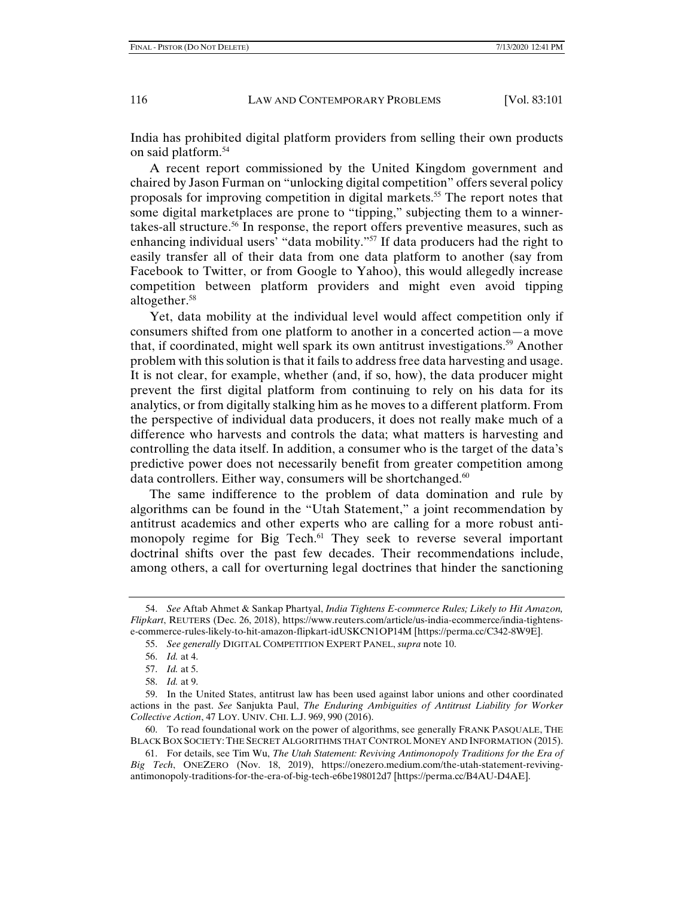India has prohibited digital platform providers from selling their own products on said platform.[54]

A recent report commissioned by the United Kingdom government and chaired by Jason Furman on "unlocking digital competition" offers several policy proposals for improving competition in digital markets.[55] The report notes that some digital marketplaces are prone to "tipping," subjecting them to a winner-takes-all structure.[56] In response, the report offers preventive measures, such as enhancing individual users' "data mobility."[57] If data producers had the right to easily transfer all of their data from one data platform to another (say from Facebook to Twitter, or from Google to Yahoo), this would allegedly increase competition between platform providers and might even avoid tipping altogether.[58]

Yet, data mobility at the individual level would affect competition only if consumers shifted from one platform to another in a concerted action—a move that, if coordinated, might well spark its own antitrust investigations.[59] Another problem with this solution is that it fails to address free data harvesting and usage. It is not clear, for example, whether (and, if so, how), the data producer might prevent the first digital platform from continuing to rely on his data for its analytics, or from digitally stalking him as he moves to a different platform. From the perspective of individual data producers, it does not really make much of a difference who harvests and controls the data; what matters is harvesting and controlling the data itself. In addition, a consumer who is the target of the data's predictive power does not necessarily benefit from greater competition among data controllers. Either way, consumers will be shortchanged.[60]

The same indifference to the problem of data domination and rule by algorithms can be found in the "Utah Statement," a joint recommendation by antitrust academics and other experts who are calling for a more robust anti-monopoly regime for Big Tech.[61] They seek to reverse several important doctrinal shifts over the past few decades. Their recommendations include, among others, a call for overturning legal doctrines that hinder the sanctioning

---

54. *See* Aftab Ahmet & Sankap Phartyal, *India Tightens E-commerce Rules; Likely to Hit Amazon, Flipkart*, REUTERS (Dec. 26, 2018), https://www.reuters.com/article/us-india-ecommerce/india-tightens-e-commerce-rules-likely-to-hit-amazon-flipkart-idUSKCN1OP14M [https://perma.cc/C342-8W9E].

55. *See generally* DIGITAL COMPETITION EXPERT PANEL, *supra* note 10.

56. *Id.* at 4.

57. *Id.* at 5.

58. *Id.* at 9.

59. In the United States, antitrust law has been used against labor unions and other coordinated actions in the past. *See* Sanjukta Paul, *The Enduring Ambiguities of Antitrust Liability for Worker Collective Action*, 47 LOY. UNIV. CHI. L.J. 969, 990 (2016).

60. To read foundational work on the power of algorithms, see generally FRANK PASQUALE, THE BLACK BOX SOCIETY: THE SECRET ALGORITHMS THAT CONTROL MONEY AND INFORMATION (2015).

61. For details, see Tim Wu, *The Utah Statement: Reviving Antimonopoly Traditions for the Era of Big Tech*, ONEZERO (Nov. 18, 2019), https://onezero.medium.com/the-utah-statement-reviving-antimonopoly-traditions-for-the-era-of-big-tech-e6be198012d7 [https://perma.cc/B4AU-D4AE].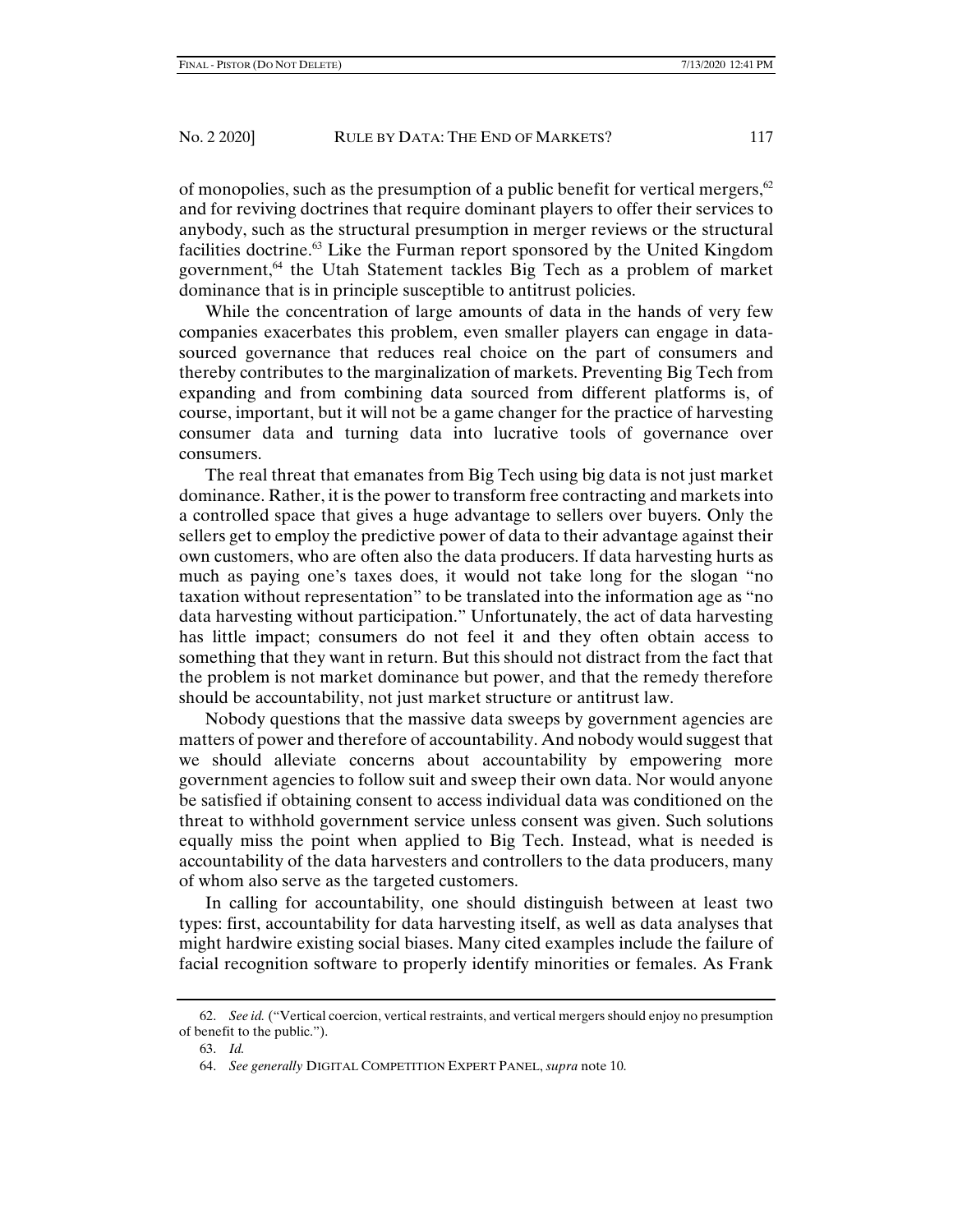of monopolies, such as the presumption of a public benefit for vertical mergers,[62] and for reviving doctrines that require dominant players to offer their services to anybody, such as the structural presumption in merger reviews or the structural facilities doctrine.[63] Like the Furman report sponsored by the United Kingdom government,[64] the Utah Statement tackles Big Tech as a problem of market dominance that is in principle susceptible to antitrust policies.

While the concentration of large amounts of data in the hands of very few companies exacerbates this problem, even smaller players can engage in data-sourced governance that reduces real choice on the part of consumers and thereby contributes to the marginalization of markets. Preventing Big Tech from expanding and from combining data sourced from different platforms is, of course, important, but it will not be a game changer for the practice of harvesting consumer data and turning data into lucrative tools of governance over consumers.

The real threat that emanates from Big Tech using big data is not just market dominance. Rather, it is the power to transform free contracting and markets into a controlled space that gives a huge advantage to sellers over buyers. Only the sellers get to employ the predictive power of data to their advantage against their own customers, who are often also the data producers. If data harvesting hurts as much as paying one's taxes does, it would not take long for the slogan "no taxation without representation" to be translated into the information age as "no data harvesting without participation." Unfortunately, the act of data harvesting has little impact; consumers do not feel it and they often obtain access to something that they want in return. But this should not distract from the fact that the problem is not market dominance but power, and that the remedy therefore should be accountability, not just market structure or antitrust law.

Nobody questions that the massive data sweeps by government agencies are matters of power and therefore of accountability. And nobody would suggest that we should alleviate concerns about accountability by empowering more government agencies to follow suit and sweep their own data. Nor would anyone be satisfied if obtaining consent to access individual data was conditioned on the threat to withhold government service unless consent was given. Such solutions equally miss the point when applied to Big Tech. Instead, what is needed is accountability of the data harvesters and controllers to the data producers, many of whom also serve as the targeted customers.

In calling for accountability, one should distinguish between at least two types: first, accountability for data harvesting itself, as well as data analyses that might hardwire existing social biases. Many cited examples include the failure of facial recognition software to properly identify minorities or females. As Frank

---

62. *See id.* ("Vertical coercion, vertical restraints, and vertical mergers should enjoy no presumption of benefit to the public.").

63. *Id.*

64. *See generally* DIGITAL COMPETITION EXPERT PANEL, *supra* note 10.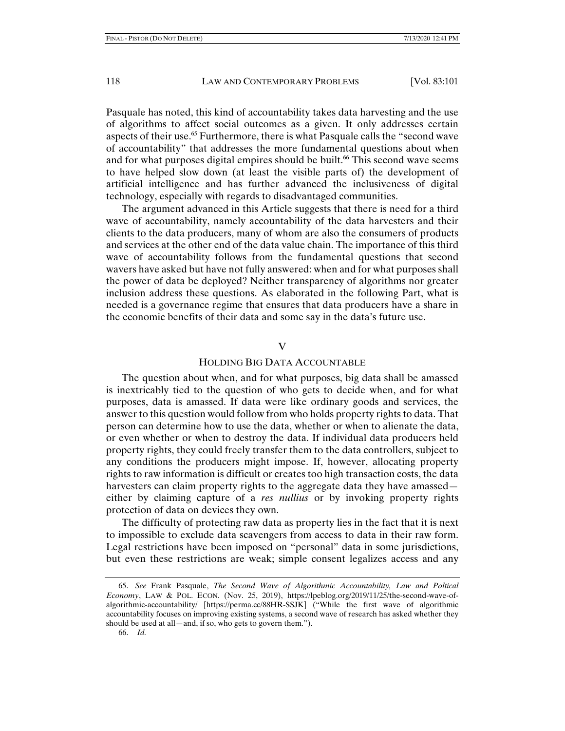Pasquale has noted, this kind of accountability takes data harvesting and the use of algorithms to affect social outcomes as a given. It only addresses certain aspects of their use.[65] Furthermore, there is what Pasquale calls the "second wave of accountability" that addresses the more fundamental questions about when and for what purposes digital empires should be built.[66] This second wave seems to have helped slow down (at least the visible parts of) the development of artificial intelligence and has further advanced the inclusiveness of digital technology, especially with regards to disadvantaged communities.

The argument advanced in this Article suggests that there is need for a third wave of accountability, namely accountability of the data harvesters and their clients to the data producers, many of whom are also the consumers of products and services at the other end of the data value chain. The importance of this third wave of accountability follows from the fundamental questions that second wavers have asked but have not fully answered: when and for what purposes shall the power of data be deployed? Neither transparency of algorithms nor greater inclusion address these questions. As elaborated in the following Part, what is needed is a governance regime that ensures that data producers have a share in the economic benefits of their data and some say in the data's future use.

## V

## HOLDING BIG DATA ACCOUNTABLE

The question about when, and for what purposes, big data shall be amassed is inextricably tied to the question of who gets to decide when, and for what purposes, data is amassed. If data were like ordinary goods and services, the answer to this question would follow from who holds property rights to data. That person can determine how to use the data, whether or when to alienate the data, or even whether or when to destroy the data. If individual data producers held property rights, they could freely transfer them to the data controllers, subject to any conditions the producers might impose. If, however, allocating property rights to raw information is difficult or creates too high transaction costs, the data harvesters can claim property rights to the aggregate data they have amassed—either by claiming capture of a *res nullius* or by invoking property rights protection of data on devices they own.

The difficulty of protecting raw data as property lies in the fact that it is next to impossible to exclude data scavengers from access to data in their raw form. Legal restrictions have been imposed on "personal" data in some jurisdictions, but even these restrictions are weak; simple consent legalizes access and any

---

65. *See* Frank Pasquale, *The Second Wave of Algorithmic Accountability, Law and Poltical Economy*, LAW & POL. ECON. (Nov. 25, 2019), https://lpeblog.org/2019/11/25/the-second-wave-of-algorithmic-accountability/ [https://perma.cc/88HR-SSJK] ("While the first wave of algorithmic accountability focuses on improving existing systems, a second wave of research has asked whether they should be used at all—and, if so, who gets to govern them.").

66. *Id.*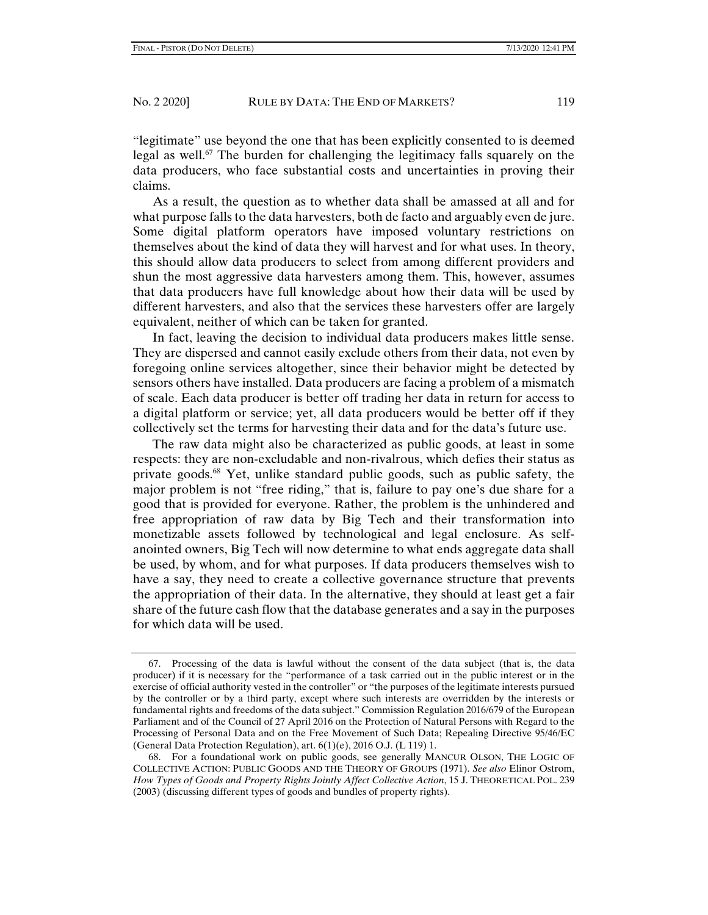"legitimate" use beyond the one that has been explicitly consented to is deemed legal as well.[67] The burden for challenging the legitimacy falls squarely on the data producers, who face substantial costs and uncertainties in proving their claims.

As a result, the question as to whether data shall be amassed at all and for what purpose falls to the data harvesters, both de facto and arguably even de jure. Some digital platform operators have imposed voluntary restrictions on themselves about the kind of data they will harvest and for what uses. In theory, this should allow data producers to select from among different providers and shun the most aggressive data harvesters among them. This, however, assumes that data producers have full knowledge about how their data will be used by different harvesters, and also that the services these harvesters offer are largely equivalent, neither of which can be taken for granted.

In fact, leaving the decision to individual data producers makes little sense. They are dispersed and cannot easily exclude others from their data, not even by foregoing online services altogether, since their behavior might be detected by sensors others have installed. Data producers are facing a problem of a mismatch of scale. Each data producer is better off trading her data in return for access to a digital platform or service; yet, all data producers would be better off if they collectively set the terms for harvesting their data and for the data's future use.

The raw data might also be characterized as public goods, at least in some respects: they are non-excludable and non-rivalrous, which defies their status as private goods.[68] Yet, unlike standard public goods, such as public safety, the major problem is not "free riding," that is, failure to pay one's due share for a good that is provided for everyone. Rather, the problem is the unhindered and free appropriation of raw data by Big Tech and their transformation into monetizable assets followed by technological and legal enclosure. As self-anointed owners, Big Tech will now determine to what ends aggregate data shall be used, by whom, and for what purposes. If data producers themselves wish to have a say, they need to create a collective governance structure that prevents the appropriation of their data. In the alternative, they should at least get a fair share of the future cash flow that the database generates and a say in the purposes for which data will be used.

---

67. Processing of the data is lawful without the consent of the data subject (that is, the data producer) if it is necessary for the "performance of a task carried out in the public interest or in the exercise of official authority vested in the controller" or "the purposes of the legitimate interests pursued by the controller or by a third party, except where such interests are overridden by the interests or fundamental rights and freedoms of the data subject." Commission Regulation 2016/679 of the European Parliament and of the Council of 27 April 2016 on the Protection of Natural Persons with Regard to the Processing of Personal Data and on the Free Movement of Such Data; Repealing Directive 95/46/EC (General Data Protection Regulation), art. 6(1)(e), 2016 O.J. (L 119) 1.

68. For a foundational work on public goods, see generally MANCUR OLSON, THE LOGIC OF COLLECTIVE ACTION: PUBLIC GOODS AND THE THEORY OF GROUPS (1971). *See also* Elinor Ostrom, *How Types of Goods and Property Rights Jointly Affect Collective Action*, 15 J. THEORETICAL POL. 239 (2003) (discussing different types of goods and bundles of property rights).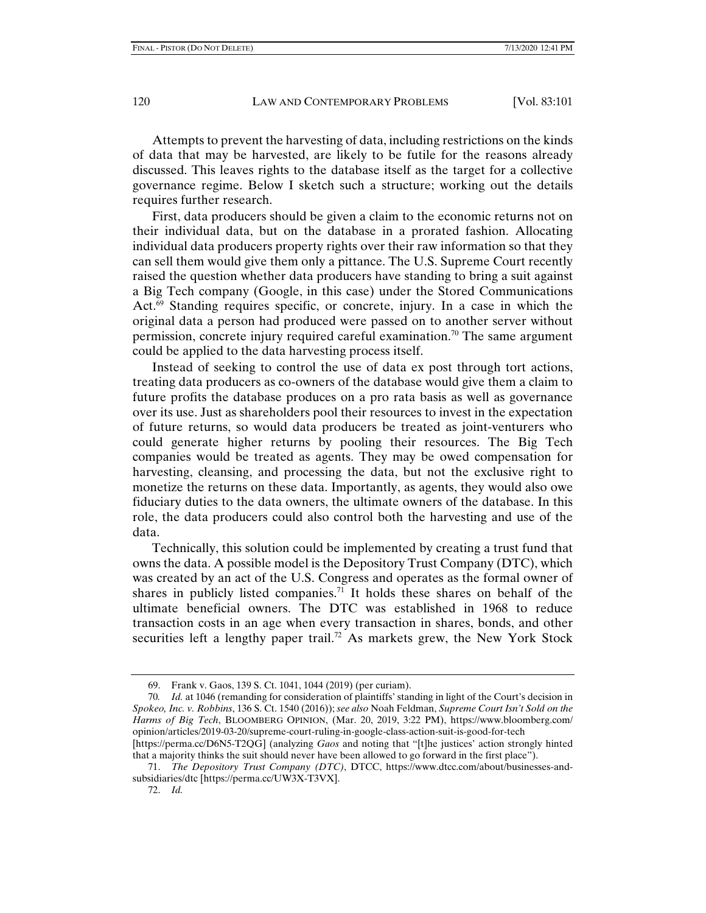Attempts to prevent the harvesting of data, including restrictions on the kinds of data that may be harvested, are likely to be futile for the reasons already discussed. This leaves rights to the database itself as the target for a collective governance regime. Below I sketch such a structure; working out the details requires further research.

First, data producers should be given a claim to the economic returns not on their individual data, but on the database in a prorated fashion. Allocating individual data producers property rights over their raw information so that they can sell them would give them only a pittance. The U.S. Supreme Court recently raised the question whether data producers have standing to bring a suit against a Big Tech company (Google, in this case) under the Stored Communications Act.[69] Standing requires specific, or concrete, injury. In a case in which the original data a person had produced were passed on to another server without permission, concrete injury required careful examination.[70] The same argument could be applied to the data harvesting process itself.

Instead of seeking to control the use of data ex post through tort actions, treating data producers as co-owners of the database would give them a claim to future profits the database produces on a pro rata basis as well as governance over its use. Just as shareholders pool their resources to invest in the expectation of future returns, so would data producers be treated as joint-venturers who could generate higher returns by pooling their resources. The Big Tech companies would be treated as agents. They may be owed compensation for harvesting, cleansing, and processing the data, but not the exclusive right to monetize the returns on these data. Importantly, as agents, they would also owe fiduciary duties to the data owners, the ultimate owners of the database. In this role, the data producers could also control both the harvesting and use of the data.

Technically, this solution could be implemented by creating a trust fund that owns the data. A possible model is the Depository Trust Company (DTC), which was created by an act of the U.S. Congress and operates as the formal owner of shares in publicly listed companies.[71] It holds these shares on behalf of the ultimate beneficial owners. The DTC was established in 1968 to reduce transaction costs in an age when every transaction in shares, bonds, and other securities left a lengthy paper trail.[72] As markets grew, the New York Stock

---

69. Frank v. Gaos, 139 S. Ct. 1041, 1044 (2019) (per curiam).

70. *Id.* at 1046 (remanding for consideration of plaintiffs' standing in light of the Court's decision in *Spokeo, Inc. v. Robbins*, 136 S. Ct. 1540 (2016)); *see also* Noah Feldman, *Supreme Court Isn't Sold on the Harms of Big Tech*, BLOOMBERG OPINION, (Mar. 20, 2019, 3:22 PM), https://www.bloomberg.com/opinion/articles/2019-03-20/supreme-court-ruling-in-google-class-action-suit-is-good-for-tech [https://perma.cc/D6N5-T2QG] (analyzing *Gaos* and noting that "[t]he justices' action strongly hinted that a majority thinks the suit should never have been allowed to go forward in the first place").

71. *The Depository Trust Company (DTC)*, DTCC, https://www.dtcc.com/about/businesses-and-subsidiaries/dtc [https://perma.cc/UW3X-T3VX].

72. *Id.*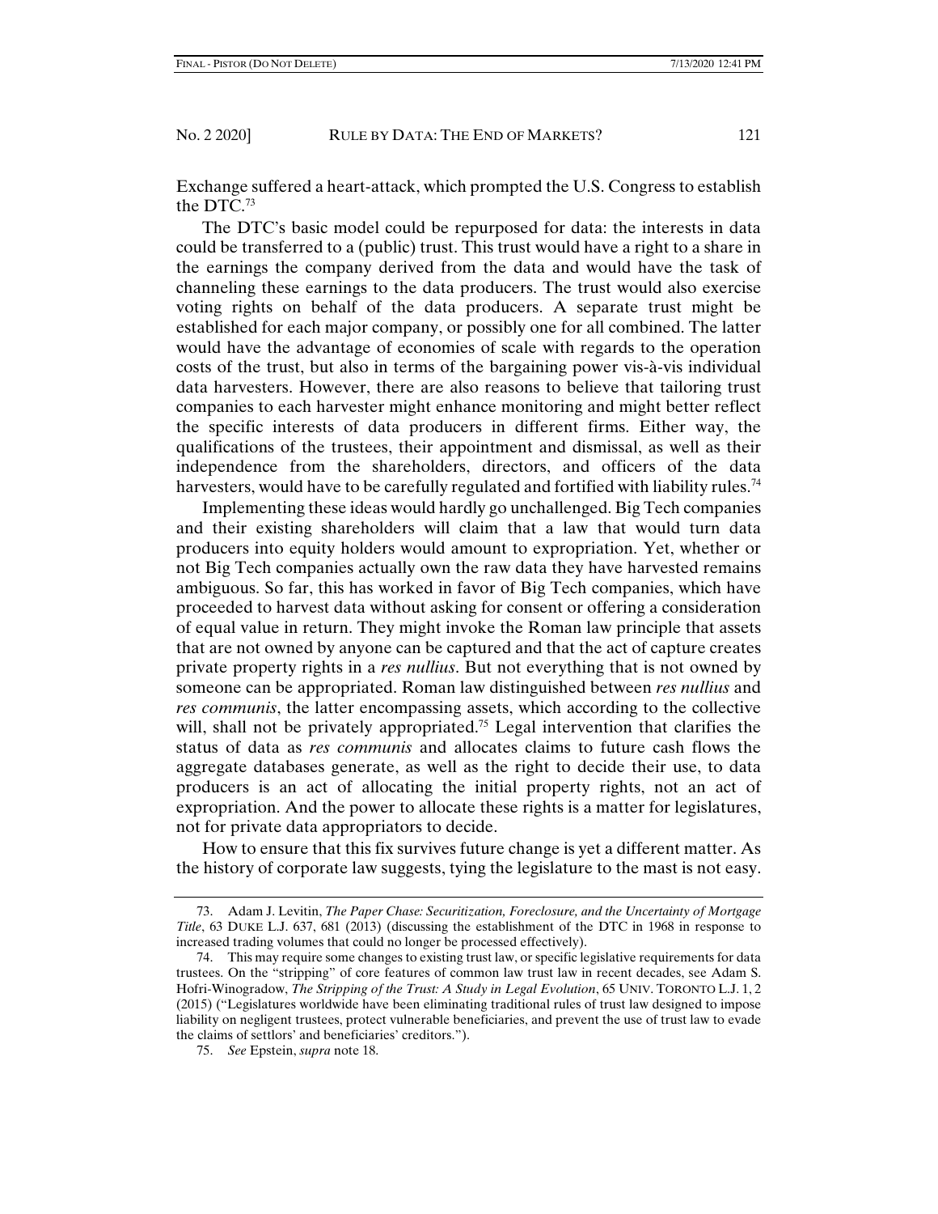Exchange suffered a heart-attack, which prompted the U.S. Congress to establish the DTC.[73]

The DTC's basic model could be repurposed for data: the interests in data could be transferred to a (public) trust. This trust would have a right to a share in the earnings the company derived from the data and would have the task of channeling these earnings to the data producers. The trust would also exercise voting rights on behalf of the data producers. A separate trust might be established for each major company, or possibly one for all combined. The latter would have the advantage of economies of scale with regards to the operation costs of the trust, but also in terms of the bargaining power vis-à-vis individual data harvesters. However, there are also reasons to believe that tailoring trust companies to each harvester might enhance monitoring and might better reflect the specific interests of data producers in different firms. Either way, the qualifications of the trustees, their appointment and dismissal, as well as their independence from the shareholders, directors, and officers of the data harvesters, would have to be carefully regulated and fortified with liability rules.[74]

Implementing these ideas would hardly go unchallenged. Big Tech companies and their existing shareholders will claim that a law that would turn data producers into equity holders would amount to expropriation. Yet, whether or not Big Tech companies actually own the raw data they have harvested remains ambiguous. So far, this has worked in favor of Big Tech companies, which have proceeded to harvest data without asking for consent or offering a consideration of equal value in return. They might invoke the Roman law principle that assets that are not owned by anyone can be captured and that the act of capture creates private property rights in a *res nullius*. But not everything that is not owned by someone can be appropriated. Roman law distinguished between *res nullius* and *res communis*, the latter encompassing assets, which according to the collective will, shall not be privately appropriated.[75] Legal intervention that clarifies the status of data as *res communis* and allocates claims to future cash flows the aggregate databases generate, as well as the right to decide their use, to data producers is an act of allocating the initial property rights, not an act of expropriation. And the power to allocate these rights is a matter for legislatures, not for private data appropriators to decide.

How to ensure that this fix survives future change is yet a different matter. As the history of corporate law suggests, tying the legislature to the mast is not easy.

---

73. Adam J. Levitin, *The Paper Chase: Securitization, Foreclosure, and the Uncertainty of Mortgage Title*, 63 DUKE L.J. 637, 681 (2013) (discussing the establishment of the DTC in 1968 in response to increased trading volumes that could no longer be processed effectively).

74. This may require some changes to existing trust law, or specific legislative requirements for data trustees. On the "stripping" of core features of common law trust law in recent decades, see Adam S. Hofri-Winogradow, *The Stripping of the Trust: A Study in Legal Evolution*, 65 UNIV. TORONTO L.J. 1, 2 (2015) ("Legislatures worldwide have been eliminating traditional rules of trust law designed to impose liability on negligent trustees, protect vulnerable beneficiaries, and prevent the use of trust law to evade the claims of settlors' and beneficiaries' creditors.").

75. *See* Epstein, *supra* note 18.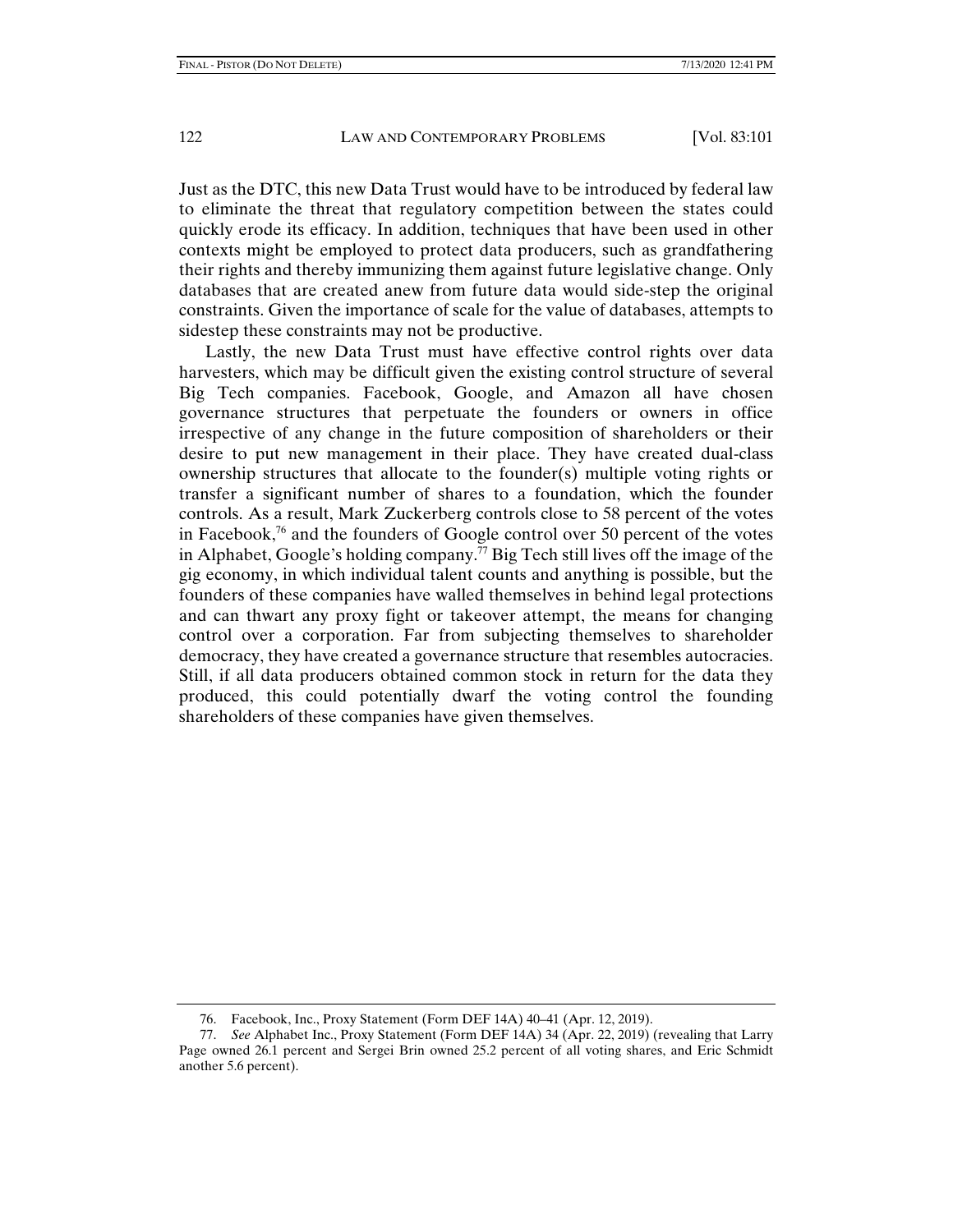Just as the DTC, this new Data Trust would have to be introduced by federal law to eliminate the threat that regulatory competition between the states could quickly erode its efficacy. In addition, techniques that have been used in other contexts might be employed to protect data producers, such as grandfathering their rights and thereby immunizing them against future legislative change. Only databases that are created anew from future data would side-step the original constraints. Given the importance of scale for the value of databases, attempts to sidestep these constraints may not be productive.

Lastly, the new Data Trust must have effective control rights over data harvesters, which may be difficult given the existing control structure of several Big Tech companies. Facebook, Google, and Amazon all have chosen governance structures that perpetuate the founders or owners in office irrespective of any change in the future composition of shareholders or their desire to put new management in their place. They have created dual-class ownership structures that allocate to the founder(s) multiple voting rights or transfer a significant number of shares to a foundation, which the founder controls. As a result, Mark Zuckerberg controls close to 58 percent of the votes in Facebook,[76] and the founders of Google control over 50 percent of the votes in Alphabet, Google's holding company.[77] Big Tech still lives off the image of the gig economy, in which individual talent counts and anything is possible, but the founders of these companies have walled themselves in behind legal protections and can thwart any proxy fight or takeover attempt, the means for changing control over a corporation. Far from subjecting themselves to shareholder democracy, they have created a governance structure that resembles autocracies. Still, if all data producers obtained common stock in return for the data they produced, this could potentially dwarf the voting control the founding shareholders of these companies have given themselves.

---

76. Facebook, Inc., Proxy Statement (Form DEF 14A) 40–41 (Apr. 12, 2019).

77. *See* Alphabet Inc., Proxy Statement (Form DEF 14A) 34 (Apr. 22, 2019) (revealing that Larry Page owned 26.1 percent and Sergei Brin owned 25.2 percent of all voting shares, and Eric Schmidt another 5.6 percent).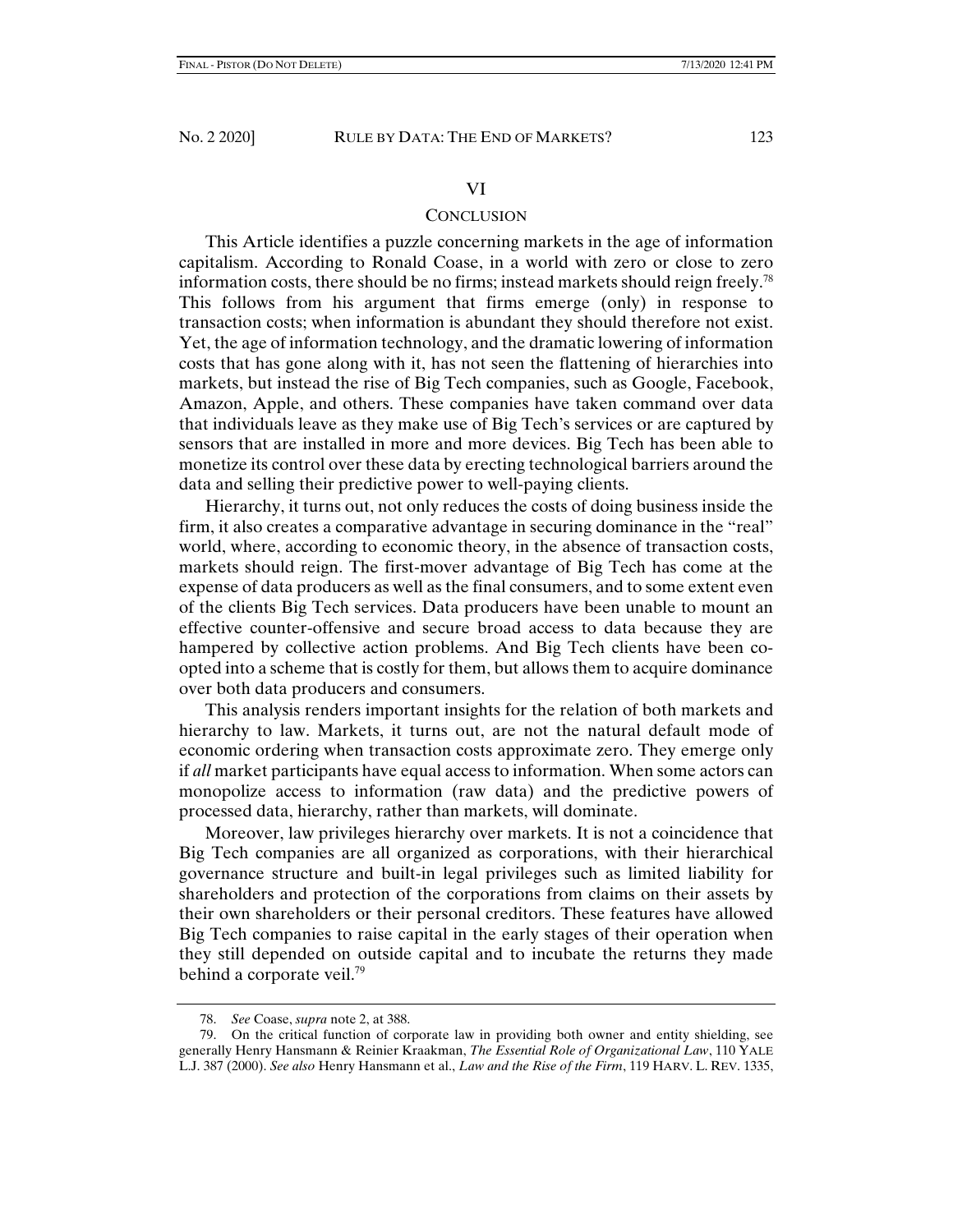## VI

## CONCLUSION

This Article identifies a puzzle concerning markets in the age of information capitalism. According to Ronald Coase, in a world with zero or close to zero information costs, there should be no firms; instead markets should reign freely.[78] This follows from his argument that firms emerge (only) in response to transaction costs; when information is abundant they should therefore not exist. Yet, the age of information technology, and the dramatic lowering of information costs that has gone along with it, has not seen the flattening of hierarchies into markets, but instead the rise of Big Tech companies, such as Google, Facebook, Amazon, Apple, and others. These companies have taken command over data that individuals leave as they make use of Big Tech's services or are captured by sensors that are installed in more and more devices. Big Tech has been able to monetize its control over these data by erecting technological barriers around the data and selling their predictive power to well-paying clients.

Hierarchy, it turns out, not only reduces the costs of doing business inside the firm, it also creates a comparative advantage in securing dominance in the "real" world, where, according to economic theory, in the absence of transaction costs, markets should reign. The first-mover advantage of Big Tech has come at the expense of data producers as well as the final consumers, and to some extent even of the clients Big Tech services. Data producers have been unable to mount an effective counter-offensive and secure broad access to data because they are hampered by collective action problems. And Big Tech clients have been co-opted into a scheme that is costly for them, but allows them to acquire dominance over both data producers and consumers.

This analysis renders important insights for the relation of both markets and hierarchy to law. Markets, it turns out, are not the natural default mode of economic ordering when transaction costs approximate zero. They emerge only if *all* market participants have equal access to information. When some actors can monopolize access to information (raw data) and the predictive powers of processed data, hierarchy, rather than markets, will dominate.

Moreover, law privileges hierarchy over markets. It is not a coincidence that Big Tech companies are all organized as corporations, with their hierarchical governance structure and built-in legal privileges such as limited liability for shareholders and protection of the corporations from claims on their assets by their own shareholders or their personal creditors. These features have allowed Big Tech companies to raise capital in the early stages of their operation when they still depended on outside capital and to incubate the returns they made behind a corporate veil.[79]

---

78. *See* Coase, *supra* note 2, at 388.

79. On the critical function of corporate law in providing both owner and entity shielding, see generally Henry Hansmann & Reinier Kraakman, *The Essential Role of Organizational Law*, 110 YALE L.J. 387 (2000). *See also* Henry Hansmann et al., *Law and the Rise of the Firm*, 119 HARV. L. REV. 1335,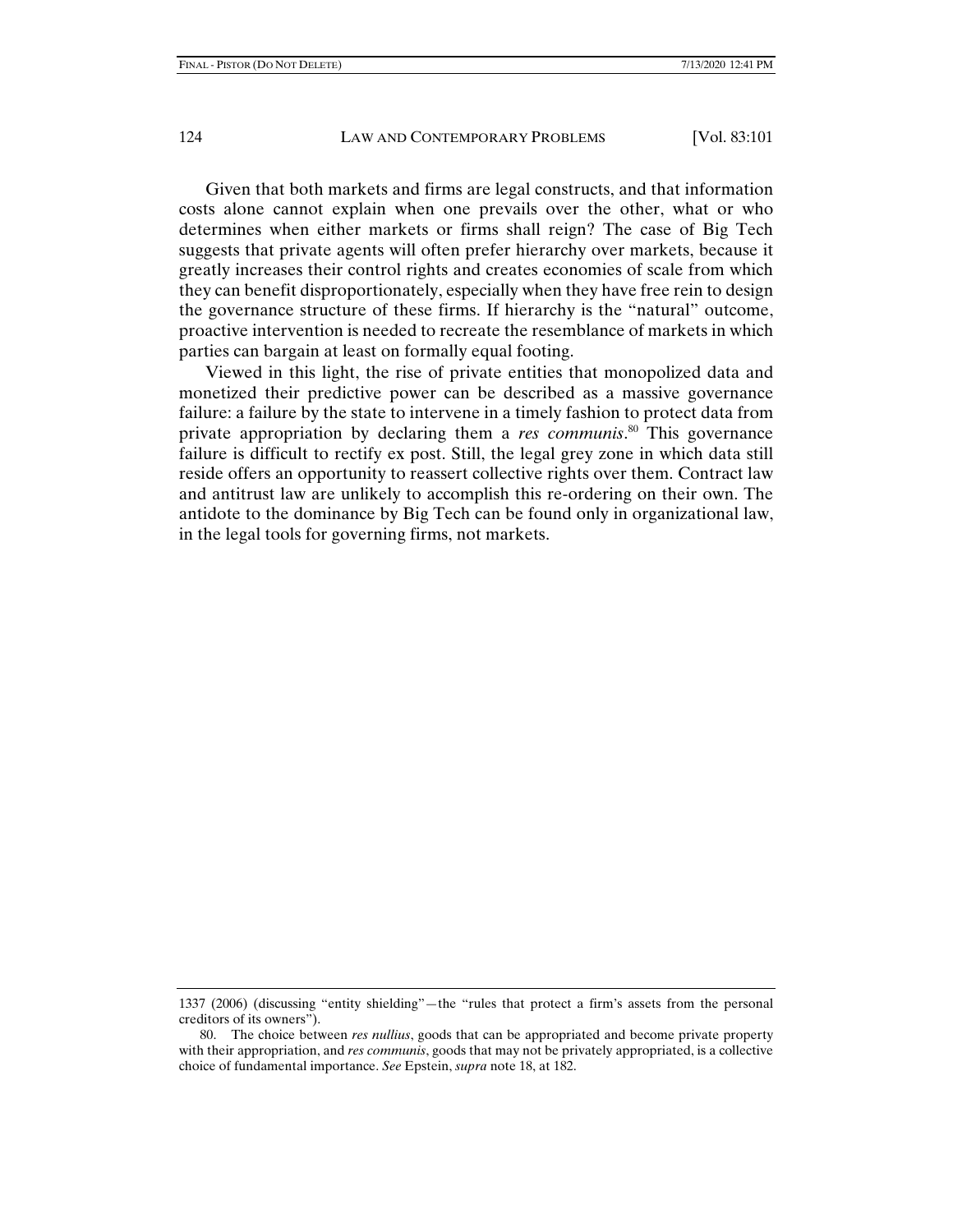Given that both markets and firms are legal constructs, and that information costs alone cannot explain when one prevails over the other, what or who determines when either markets or firms shall reign? The case of Big Tech suggests that private agents will often prefer hierarchy over markets, because it greatly increases their control rights and creates economies of scale from which they can benefit disproportionately, especially when they have free rein to design the governance structure of these firms. If hierarchy is the "natural" outcome, proactive intervention is needed to recreate the resemblance of markets in which parties can bargain at least on formally equal footing.

Viewed in this light, the rise of private entities that monopolized data and monetized their predictive power can be described as a massive governance failure: a failure by the state to intervene in a timely fashion to protect data from private appropriation by declaring them a *res communis*.[80] This governance failure is difficult to rectify ex post. Still, the legal grey zone in which data still reside offers an opportunity to reassert collective rights over them. Contract law and antitrust law are unlikely to accomplish this re-ordering on their own. The antidote to the dominance by Big Tech can be found only in organizational law, in the legal tools for governing firms, not markets.

---

1337 (2006) (discussing "entity shielding"—the "rules that protect a firm's assets from the personal creditors of its owners").

80. The choice between *res nullius*, goods that can be appropriated and become private property with their appropriation, and *res communis*, goods that may not be privately appropriated, is a collective choice of fundamental importance. *See* Epstein, *supra* note 18, at 182.